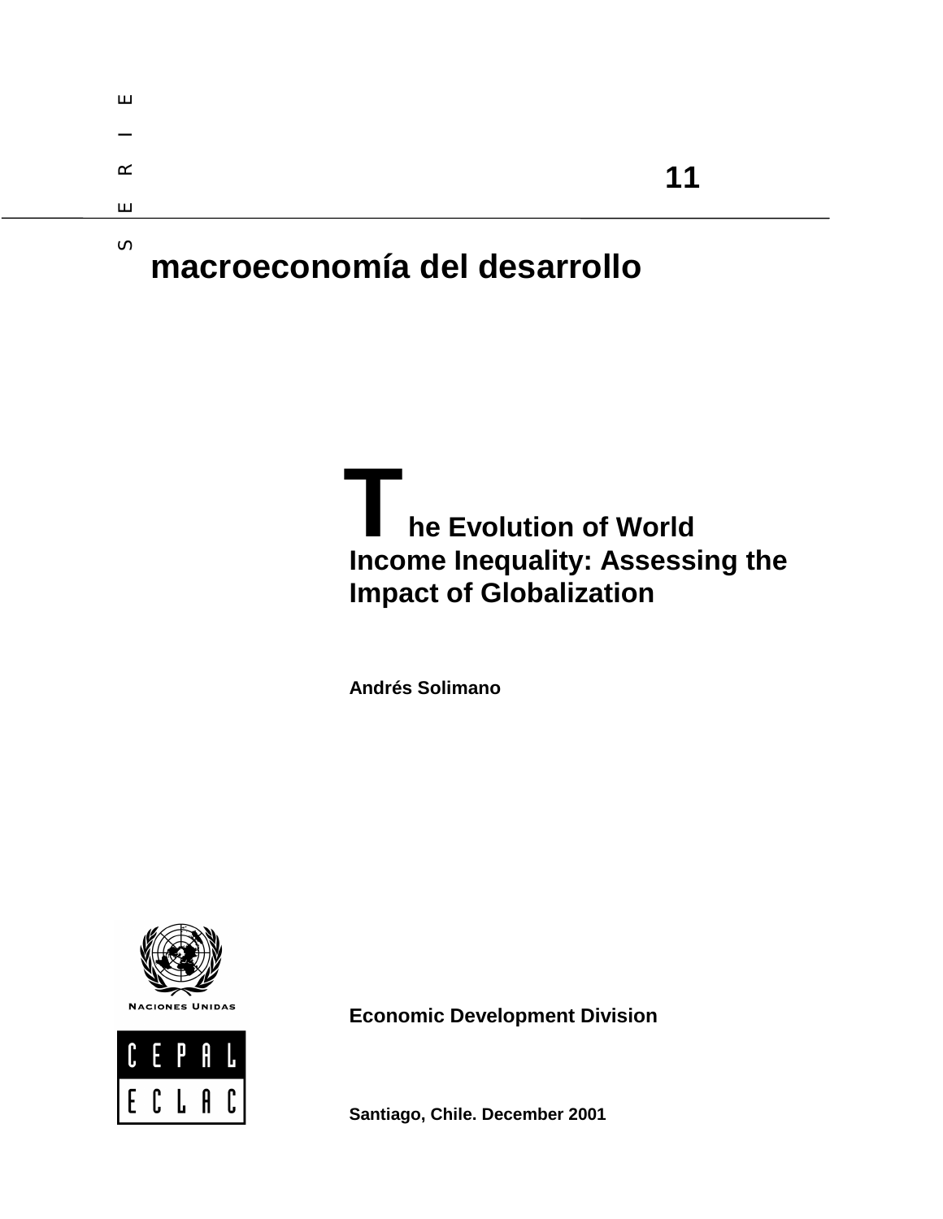S E R I E

**11**

# macroeconomía del desarrollo

## The Evolution of World Income Inequality: Assessing the Impact of Globalization

**Andrés Solimano**

NACIONES UNIDAS

CEPAL

ECLAC

**Economic Development Division**

**Santiago, Chile. December 2001**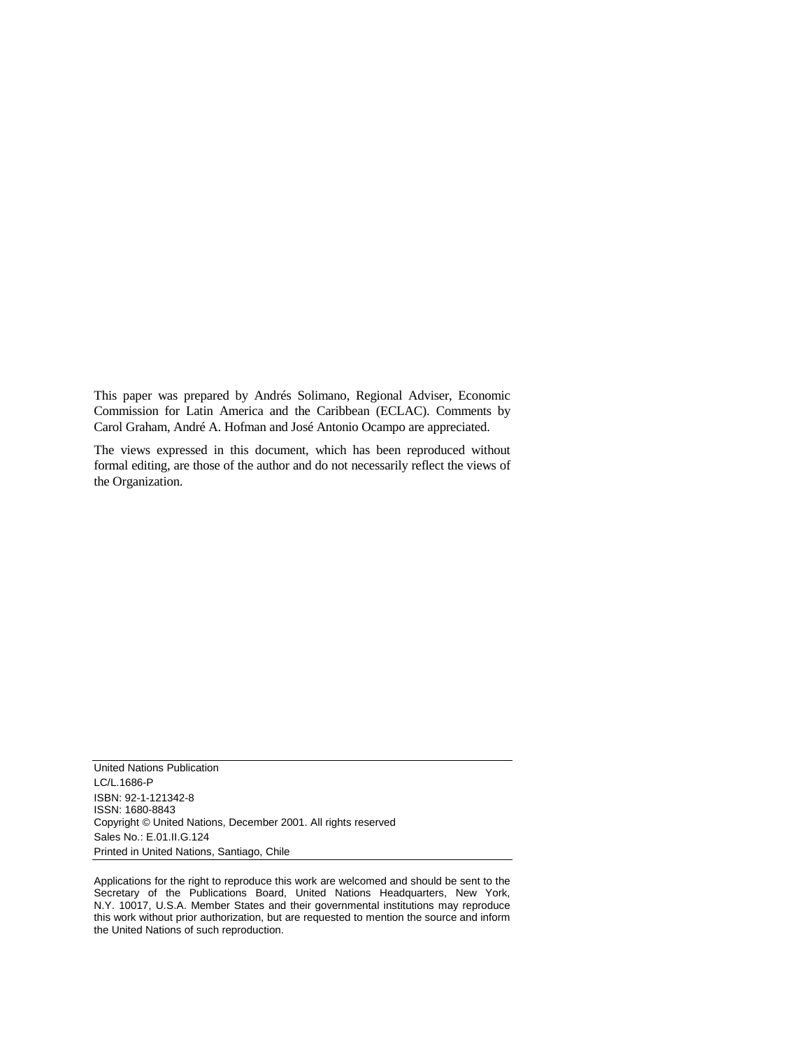This paper was prepared by Andrés Solimano, Regional Adviser, Economic Commission for Latin America and the Caribbean (ECLAC). Comments by Carol Graham, André A. Hofman and José Antonio Ocampo are appreciated.

The views expressed in this document, which has been reproduced without formal editing, are those of the author and do not necessarily reflect the views of the Organization.

United Nations Publication
LC/L.1686-P
ISBN: 92-1-121342-8
ISSN: 1680-8843
Copyright © United Nations, December 2001. All rights reserved
Sales No.: E.01.II.G.124
Printed in United Nations, Santiago, Chile

Applications for the right to reproduce this work are welcomed and should be sent to the Secretary of the Publications Board, United Nations Headquarters, New York, N.Y. 10017, U.S.A. Member States and their governmental institutions may reproduce this work without prior authorization, but are requested to mention the source and inform the United Nations of such reproduction.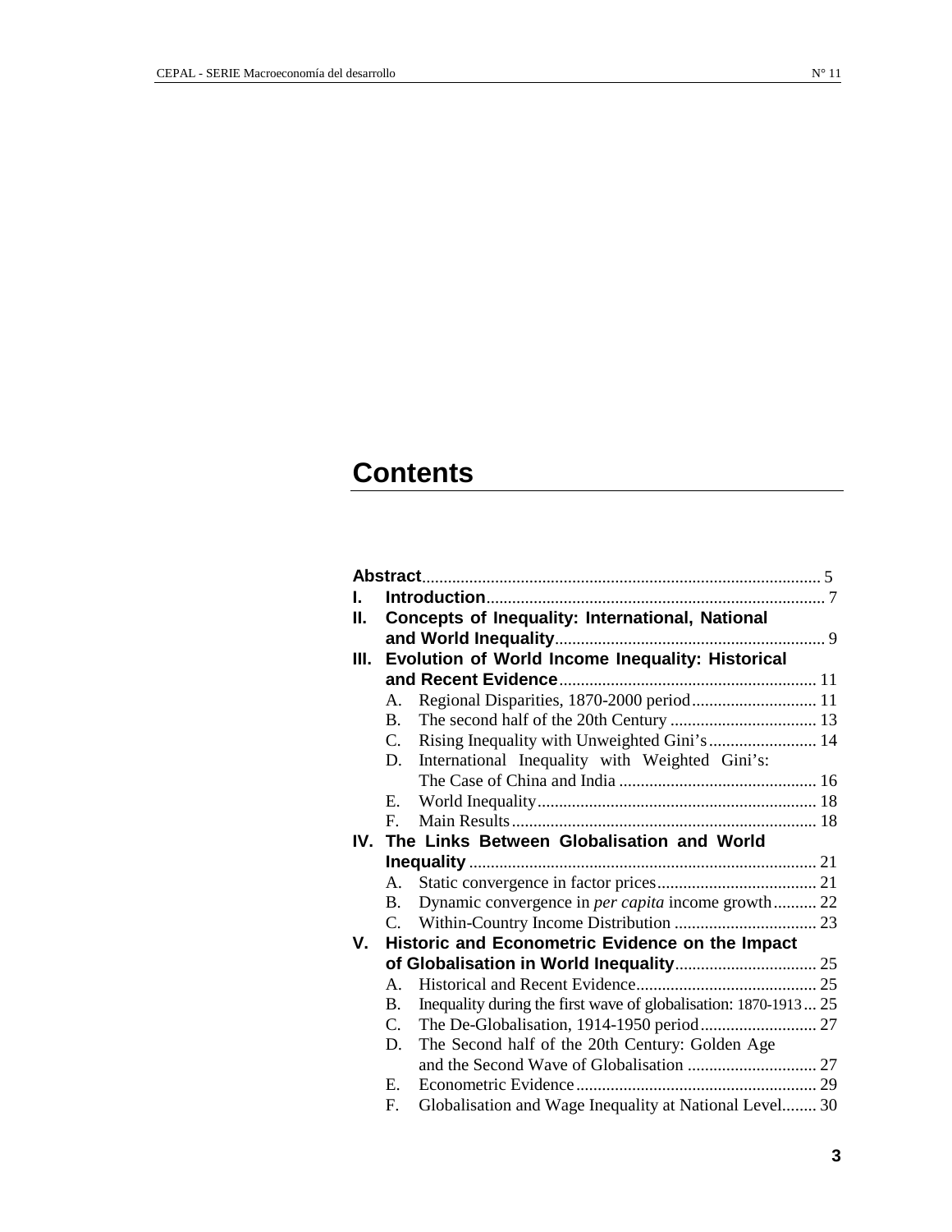# Contents

**Abstract** ............................................................................................ 5

**I. Introduction** .............................................................................. 7

**II. Concepts of Inequality: International, National and World Inequality** .............................................................. 9

**III. Evolution of World Income Inequality: Historical and Recent Evidence** ........................................................... 11

- A. Regional Disparities, 1870-2000 period ............................ 11
- B. The second half of the 20th Century .................................. 13
- C. Rising Inequality with Unweighted Gini's ......................... 14
- D. International Inequality with Weighted Gini's: The Case of China and India .............................................. 16
- E. World Inequality ................................................................. 18
- F. Main Results ....................................................................... 18

**IV. The Links Between Globalisation and World Inequality** ................................................................................ 21

- A. Static convergence in factor prices ..................................... 21
- B. Dynamic convergence in *per capita* income growth .......... 22
- C. Within-Country Income Distribution ................................. 23

**V. Historic and Econometric Evidence on the Impact of Globalisation in World Inequality** ................................. 25

- A. Historical and Recent Evidence .......................................... 25
- B. Inequality during the first wave of globalisation: 1870-1913 ... 25
- C. The De-Globalisation, 1914-1950 period ........................... 27
- D. The Second half of the 20th Century: Golden Age and the Second Wave of Globalisation .............................. 27
- E. Econometric Evidence ........................................................ 29
- F. Globalisation and Wage Inequality at National Level ........ 30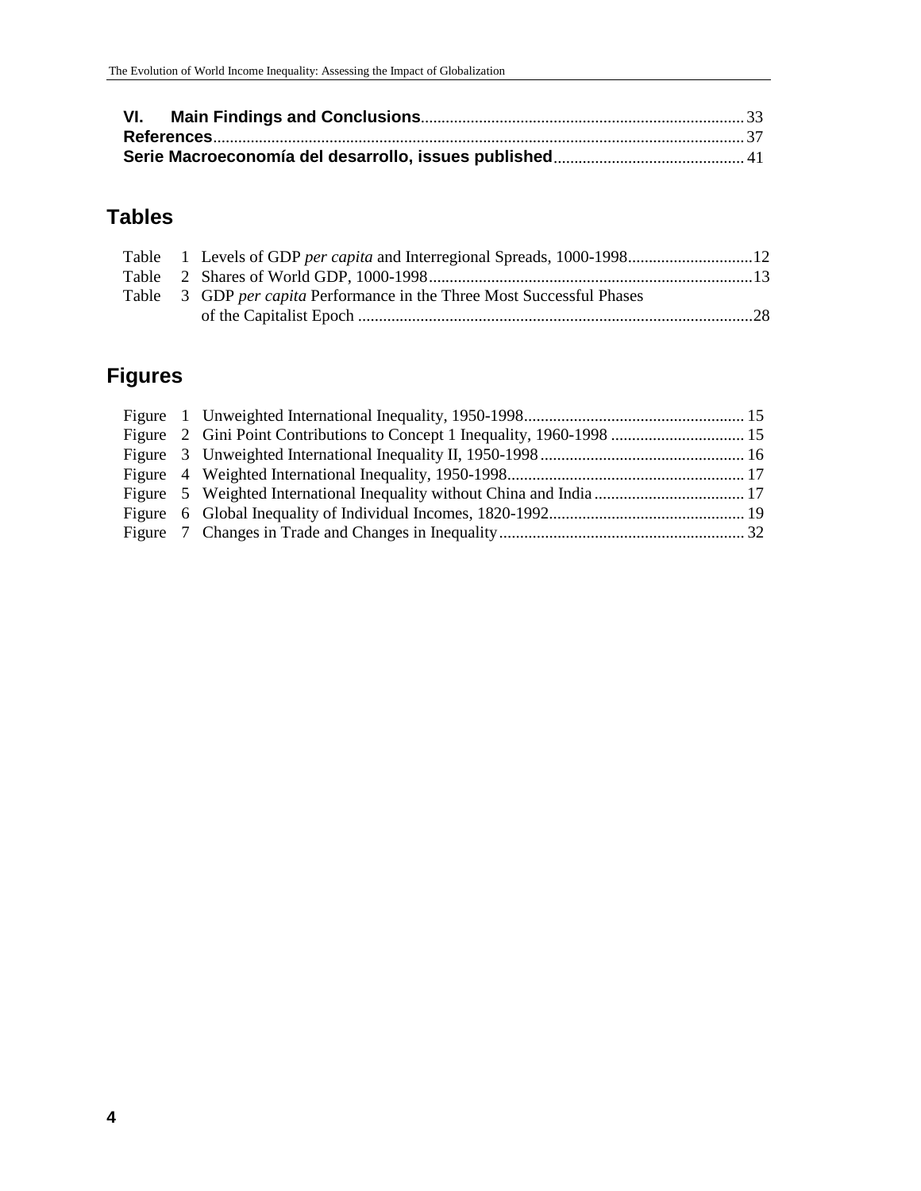**VI. Main Findings and Conclusions** .......... 33
**References** .......... 37
**Serie Macroeconomía del desarrollo, issues published** .......... 41

## Tables

Table 1 Levels of GDP *per capita* and Interregional Spreads, 1000-1998 .......... 12
Table 2 Shares of World GDP, 1000-1998 .......... 13
Table 3 GDP *per capita* Performance in the Three Most Successful Phases of the Capitalist Epoch .......... 28

## Figures

Figure 1 Unweighted International Inequality, 1950-1998 .......... 15
Figure 2 Gini Point Contributions to Concept 1 Inequality, 1960-1998 .......... 15
Figure 3 Unweighted International Inequality II, 1950-1998 .......... 16
Figure 4 Weighted International Inequality, 1950-1998 .......... 17
Figure 5 Weighted International Inequality without China and India .......... 17
Figure 6 Global Inequality of Individual Incomes, 1820-1992 .......... 19
Figure 7 Changes in Trade and Changes in Inequality .......... 32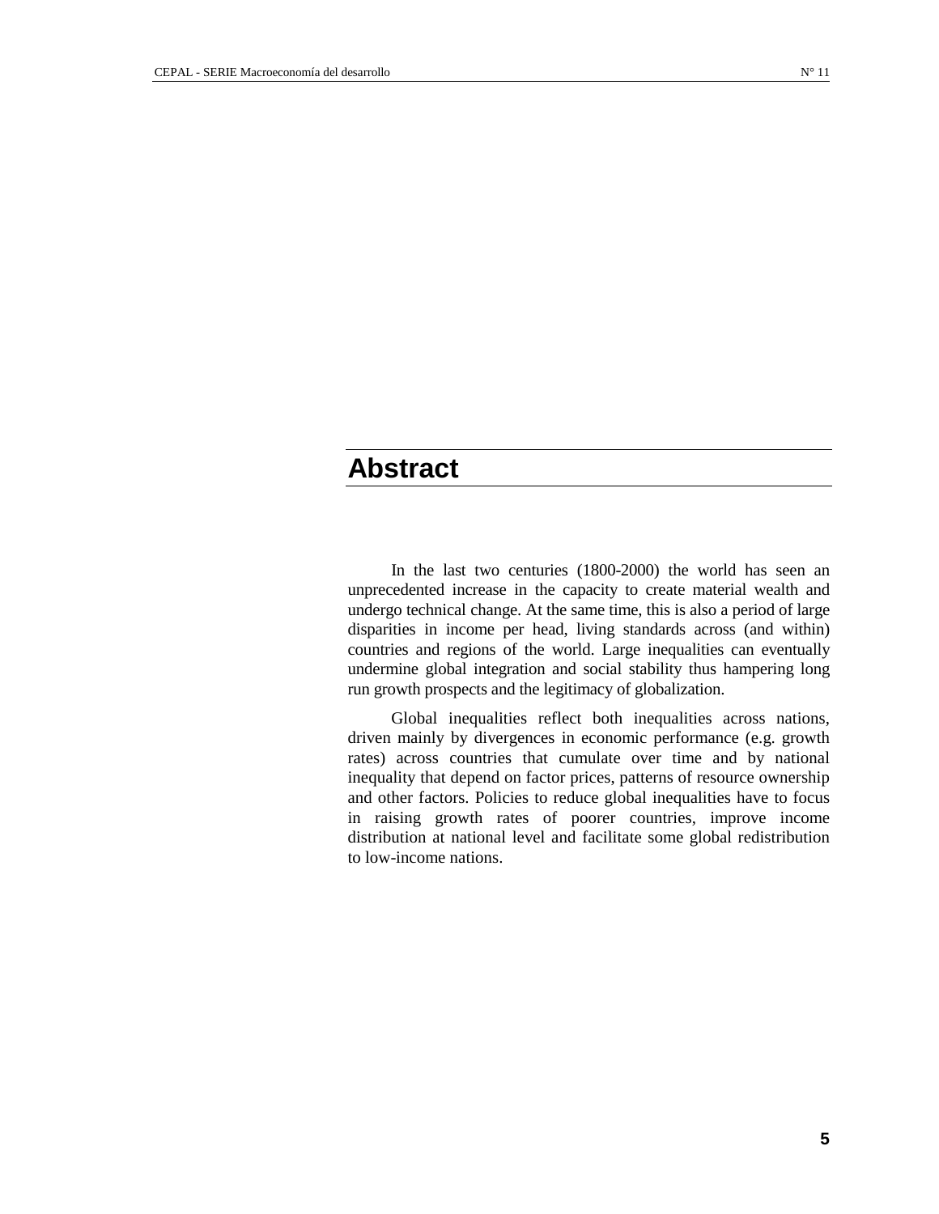# Abstract

In the last two centuries (1800-2000) the world has seen an unprecedented increase in the capacity to create material wealth and undergo technical change. At the same time, this is also a period of large disparities in income per head, living standards across (and within) countries and regions of the world. Large inequalities can eventually undermine global integration and social stability thus hampering long run growth prospects and the legitimacy of globalization.

Global inequalities reflect both inequalities across nations, driven mainly by divergences in economic performance (e.g. growth rates) across countries that cumulate over time and by national inequality that depend on factor prices, patterns of resource ownership and other factors. Policies to reduce global inequalities have to focus in raising growth rates of poorer countries, improve income distribution at national level and facilitate some global redistribution to low-income nations.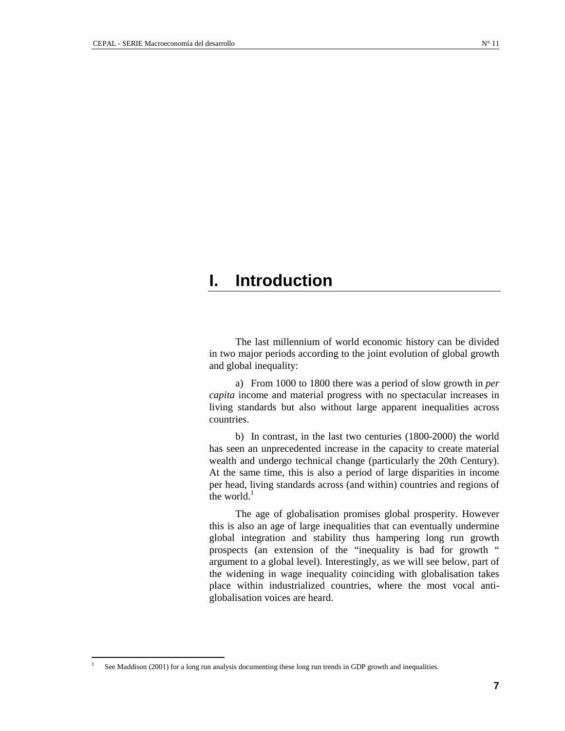# I. Introduction

The last millennium of world economic history can be divided in two major periods according to the joint evolution of global growth and global inequality:

a) From 1000 to 1800 there was a period of slow growth in *per capita* income and material progress with no spectacular increases in living standards but also without large apparent inequalities across countries.

b) In contrast, in the last two centuries (1800-2000) the world has seen an unprecedented increase in the capacity to create material wealth and undergo technical change (particularly the 20th Century). At the same time, this is also a period of large disparities in income per head, living standards across (and within) countries and regions of the world.[1]

The age of globalisation promises global prosperity. However this is also an age of large inequalities that can eventually undermine global integration and stability thus hampering long run growth prospects (an extension of the "inequality is bad for growth " argument to a global level). Interestingly, as we will see below, part of the widening in wage inequality coinciding with globalisation takes place within industrialized countries, where the most vocal anti-globalisation voices are heard.

---

[1] See Maddison (2001) for a long run analysis documenting these long run trends in GDP growth and inequalities.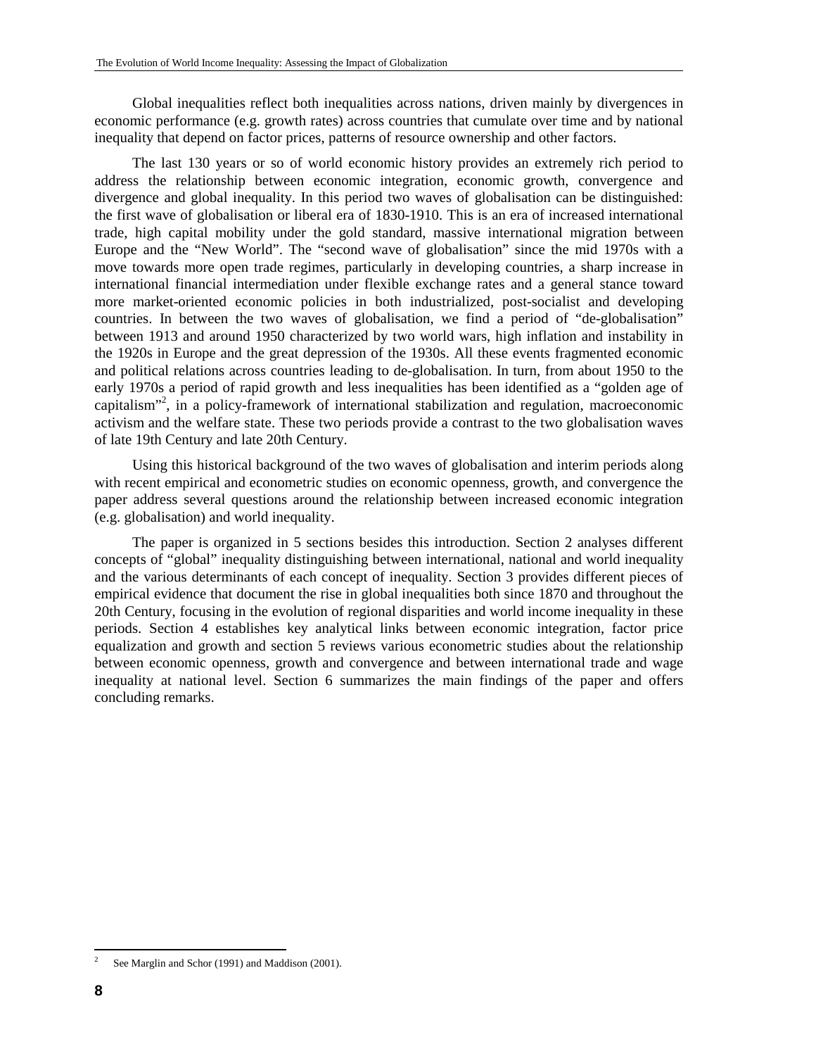Global inequalities reflect both inequalities across nations, driven mainly by divergences in economic performance (e.g. growth rates) across countries that cumulate over time and by national inequality that depend on factor prices, patterns of resource ownership and other factors.

The last 130 years or so of world economic history provides an extremely rich period to address the relationship between economic integration, economic growth, convergence and divergence and global inequality. In this period two waves of globalisation can be distinguished: the first wave of globalisation or liberal era of 1830-1910. This is an era of increased international trade, high capital mobility under the gold standard, massive international migration between Europe and the "New World". The "second wave of globalisation" since the mid 1970s with a move towards more open trade regimes, particularly in developing countries, a sharp increase in international financial intermediation under flexible exchange rates and a general stance toward more market-oriented economic policies in both industrialized, post-socialist and developing countries. In between the two waves of globalisation, we find a period of "de-globalisation" between 1913 and around 1950 characterized by two world wars, high inflation and instability in the 1920s in Europe and the great depression of the 1930s. All these events fragmented economic and political relations across countries leading to de-globalisation. In turn, from about 1950 to the early 1970s a period of rapid growth and less inequalities has been identified as a "golden age of capitalism"[2], in a policy-framework of international stabilization and regulation, macroeconomic activism and the welfare state. These two periods provide a contrast to the two globalisation waves of late 19th Century and late 20th Century.

Using this historical background of the two waves of globalisation and interim periods along with recent empirical and econometric studies on economic openness, growth, and convergence the paper address several questions around the relationship between increased economic integration (e.g. globalisation) and world inequality.

The paper is organized in 5 sections besides this introduction. Section 2 analyses different concepts of "global" inequality distinguishing between international, national and world inequality and the various determinants of each concept of inequality. Section 3 provides different pieces of empirical evidence that document the rise in global inequalities both since 1870 and throughout the 20th Century, focusing in the evolution of regional disparities and world income inequality in these periods. Section 4 establishes key analytical links between economic integration, factor price equalization and growth and section 5 reviews various econometric studies about the relationship between economic openness, growth and convergence and between international trade and wage inequality at national level. Section 6 summarizes the main findings of the paper and offers concluding remarks.

[2] See Marglin and Schor (1991) and Maddison (2001).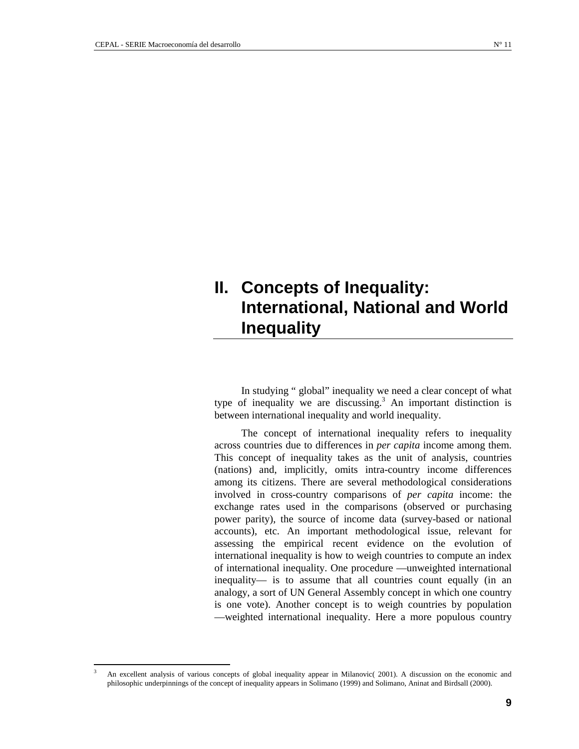# II. Concepts of Inequality: International, National and World Inequality

In studying " global" inequality we need a clear concept of what type of inequality we are discussing.[3] An important distinction is between international inequality and world inequality.

The concept of international inequality refers to inequality across countries due to differences in *per capita* income among them. This concept of inequality takes as the unit of analysis, countries (nations) and, implicitly, omits intra-country income differences among its citizens. There are several methodological considerations involved in cross-country comparisons of *per capita* income: the exchange rates used in the comparisons (observed or purchasing power parity), the source of income data (survey-based or national accounts), etc. An important methodological issue, relevant for assessing the empirical recent evidence on the evolution of international inequality is how to weigh countries to compute an index of international inequality. One procedure —unweighted international inequality— is to assume that all countries count equally (in an analogy, a sort of UN General Assembly concept in which one country is one vote). Another concept is to weigh countries by population —weighted international inequality. Here a more populous country

[3] An excellent analysis of various concepts of global inequality appear in Milanovic( 2001). A discussion on the economic and philosophic underpinnings of the concept of inequality appears in Solimano (1999) and Solimano, Aninat and Birdsall (2000).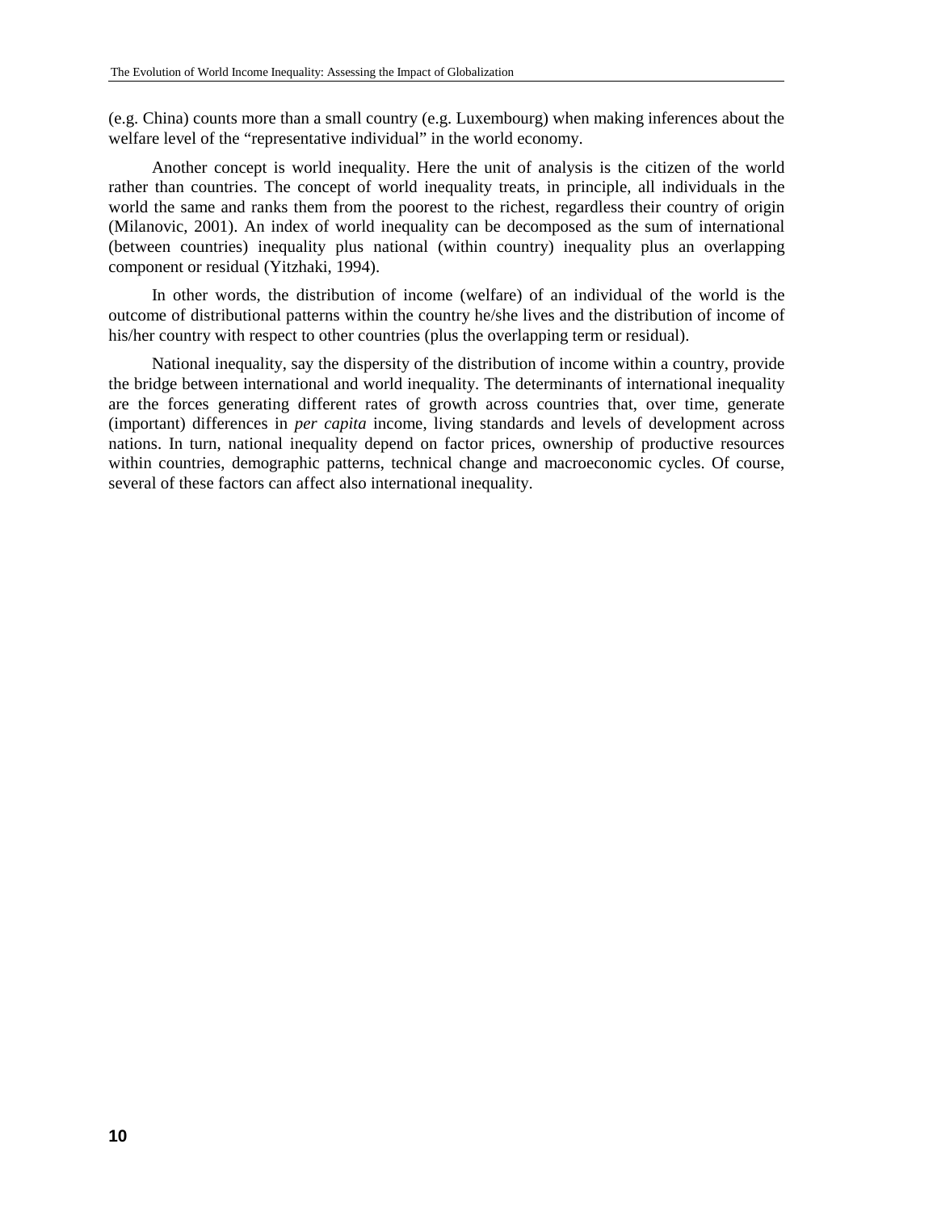(e.g. China) counts more than a small country (e.g. Luxembourg) when making inferences about the welfare level of the "representative individual" in the world economy.

Another concept is world inequality. Here the unit of analysis is the citizen of the world rather than countries. The concept of world inequality treats, in principle, all individuals in the world the same and ranks them from the poorest to the richest, regardless their country of origin (Milanovic, 2001). An index of world inequality can be decomposed as the sum of international (between countries) inequality plus national (within country) inequality plus an overlapping component or residual (Yitzhaki, 1994).

In other words, the distribution of income (welfare) of an individual of the world is the outcome of distributional patterns within the country he/she lives and the distribution of income of his/her country with respect to other countries (plus the overlapping term or residual).

National inequality, say the dispersity of the distribution of income within a country, provide the bridge between international and world inequality. The determinants of international inequality are the forces generating different rates of growth across countries that, over time, generate (important) differences in *per capita* income, living standards and levels of development across nations. In turn, national inequality depend on factor prices, ownership of productive resources within countries, demographic patterns, technical change and macroeconomic cycles. Of course, several of these factors can affect also international inequality.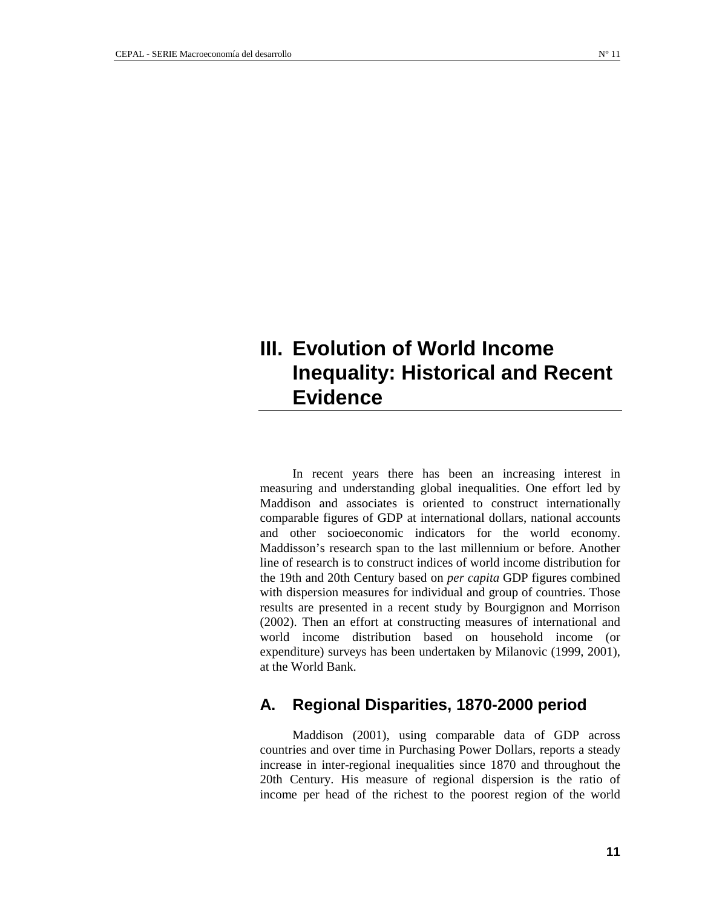# III. Evolution of World Income Inequality: Historical and Recent Evidence

In recent years there has been an increasing interest in measuring and understanding global inequalities. One effort led by Maddison and associates is oriented to construct internationally comparable figures of GDP at international dollars, national accounts and other socioeconomic indicators for the world economy. Maddisson's research span to the last millennium or before. Another line of research is to construct indices of world income distribution for the 19th and 20th Century based on *per capita* GDP figures combined with dispersion measures for individual and group of countries. Those results are presented in a recent study by Bourgignon and Morrison (2002). Then an effort at constructing measures of international and world income distribution based on household income (or expenditure) surveys has been undertaken by Milanovic (1999, 2001), at the World Bank.

## A. Regional Disparities, 1870-2000 period

Maddison (2001), using comparable data of GDP across countries and over time in Purchasing Power Dollars, reports a steady increase in inter-regional inequalities since 1870 and throughout the 20th Century. His measure of regional dispersion is the ratio of income per head of the richest to the poorest region of the world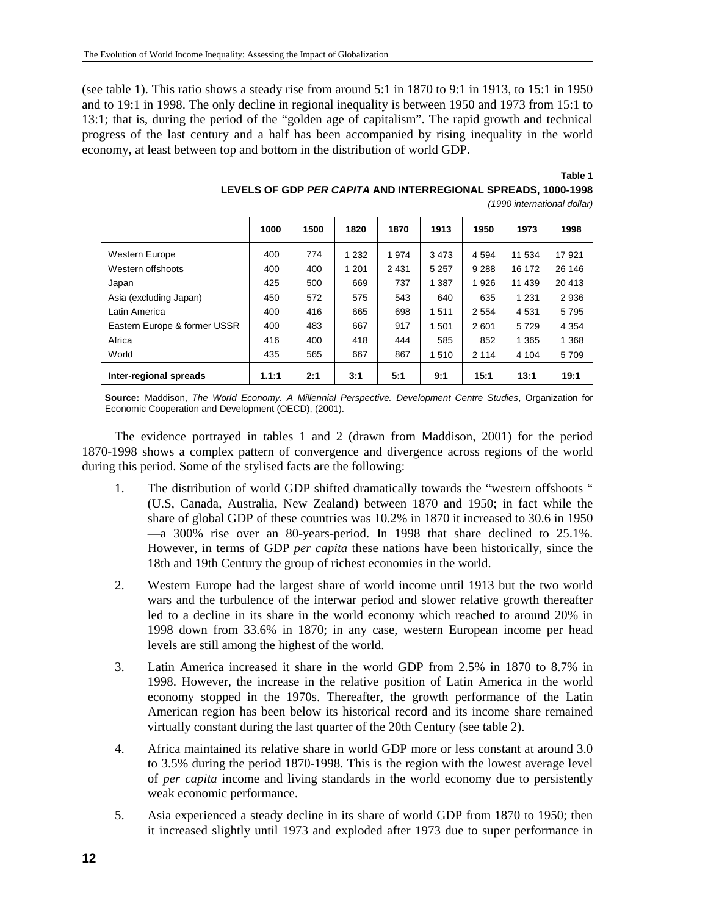(see table 1). This ratio shows a steady rise from around 5:1 in 1870 to 9:1 in 1913, to 15:1 in 1950 and to 19:1 in 1998. The only decline in regional inequality is between 1950 and 1973 from 15:1 to 13:1; that is, during the period of the "golden age of capitalism". The rapid growth and technical progress of the last century and a half has been accompanied by rising inequality in the world economy, at least between top and bottom in the distribution of world GDP.

**Table 1**

**LEVELS OF GDP *PER CAPITA* AND INTERREGIONAL SPREADS, 1000-1998**

*(1990 international dollar)*

| | 1000 | 1500 | 1820 | 1870 | 1913 | 1950 | 1973 | 1998 |
|---|---|---|---|---|---|---|---|---|
| Western Europe | 400 | 774 | 1 232 | 1 974 | 3 473 | 4 594 | 11 534 | 17 921 |
| Western offshoots | 400 | 400 | 1 201 | 2 431 | 5 257 | 9 288 | 16 172 | 26 146 |
| Japan | 425 | 500 | 669 | 737 | 1 387 | 1 926 | 11 439 | 20 413 |
| Asia (excluding Japan) | 450 | 572 | 575 | 543 | 640 | 635 | 1 231 | 2 936 |
| Latin America | 400 | 416 | 665 | 698 | 1 511 | 2 554 | 4 531 | 5 795 |
| Eastern Europe & former USSR | 400 | 483 | 667 | 917 | 1 501 | 2 601 | 5 729 | 4 354 |
| Africa | 416 | 400 | 418 | 444 | 585 | 852 | 1 365 | 1 368 |
| World | 435 | 565 | 667 | 867 | 1 510 | 2 114 | 4 104 | 5 709 |
| **Inter-regional spreads** | **1.1:1** | **2:1** | **3:1** | **5:1** | **9:1** | **15:1** | **13:1** | **19:1** |

**Source:** Maddison, *The World Economy. A Millennial Perspective. Development Centre Studies*, Organization for Economic Cooperation and Development (OECD), (2001).

The evidence portrayed in tables 1 and 2 (drawn from Maddison, 2001) for the period 1870-1998 shows a complex pattern of convergence and divergence across regions of the world during this period. Some of the stylised facts are the following:

1. The distribution of world GDP shifted dramatically towards the "western offshoots " (U.S, Canada, Australia, New Zealand) between 1870 and 1950; in fact while the share of global GDP of these countries was 10.2% in 1870 it increased to 30.6 in 1950 —a 300% rise over an 80-years-period. In 1998 that share declined to 25.1%. However, in terms of GDP *per capita* these nations have been historically, since the 18th and 19th Century the group of richest economies in the world.

2. Western Europe had the largest share of world income until 1913 but the two world wars and the turbulence of the interwar period and slower relative growth thereafter led to a decline in its share in the world economy which reached to around 20% in 1998 down from 33.6% in 1870; in any case, western European income per head levels are still among the highest of the world.

3. Latin America increased it share in the world GDP from 2.5% in 1870 to 8.7% in 1998. However, the increase in the relative position of Latin America in the world economy stopped in the 1970s. Thereafter, the growth performance of the Latin American region has been below its historical record and its income share remained virtually constant during the last quarter of the 20th Century (see table 2).

4. Africa maintained its relative share in world GDP more or less constant at around 3.0 to 3.5% during the period 1870-1998. This is the region with the lowest average level of *per capita* income and living standards in the world economy due to persistently weak economic performance.

5. Asia experienced a steady decline in its share of world GDP from 1870 to 1950; then it increased slightly until 1973 and exploded after 1973 due to super performance in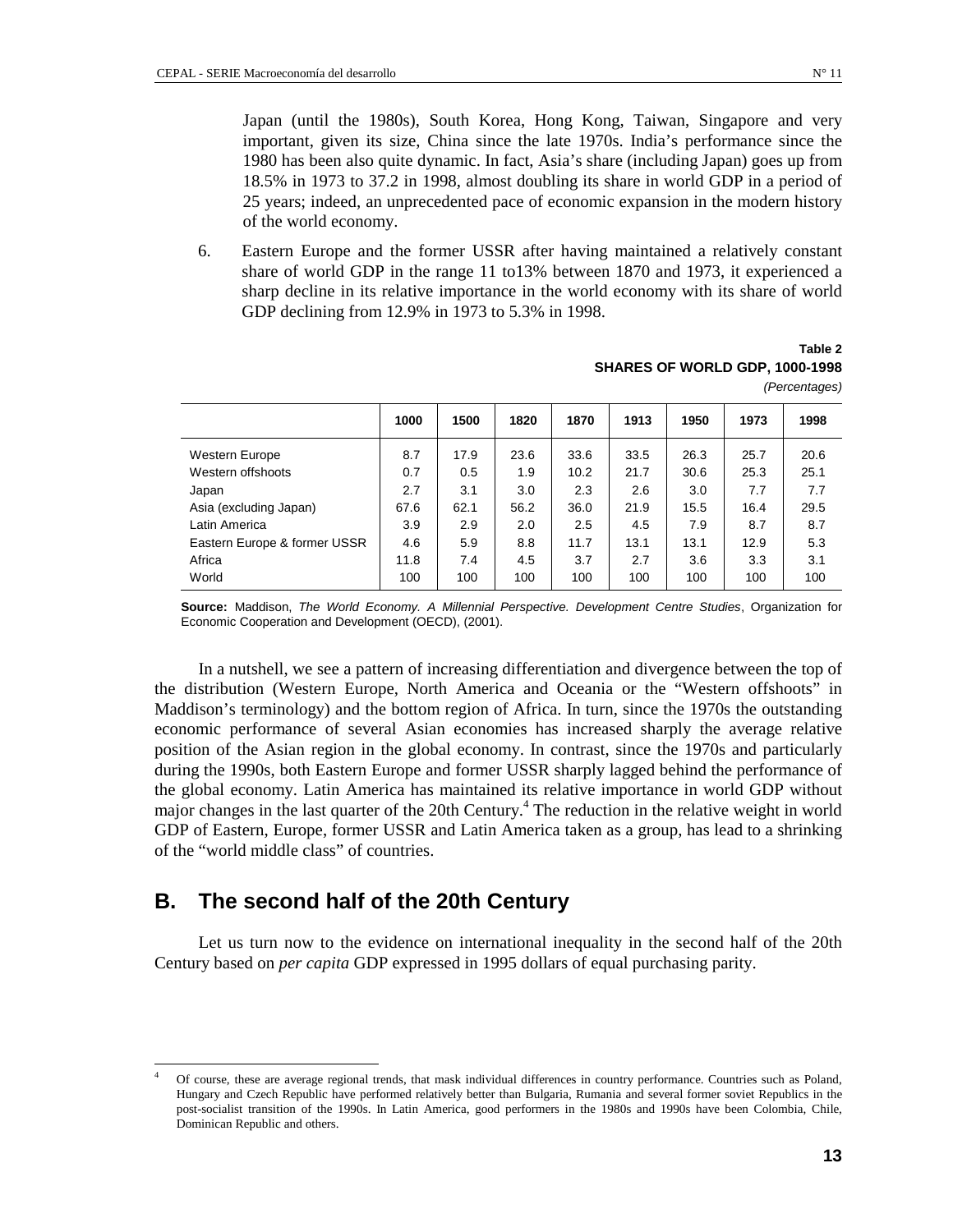Japan (until the 1980s), South Korea, Hong Kong, Taiwan, Singapore and very important, given its size, China since the late 1970s. India's performance since the 1980 has been also quite dynamic. In fact, Asia's share (including Japan) goes up from 18.5% in 1973 to 37.2 in 1998, almost doubling its share in world GDP in a period of 25 years; indeed, an unprecedented pace of economic expansion in the modern history of the world economy.

6. Eastern Europe and the former USSR after having maintained a relatively constant share of world GDP in the range 11 to13% between 1870 and 1973, it experienced a sharp decline in its relative importance in the world economy with its share of world GDP declining from 12.9% in 1973 to 5.3% in 1998.

**Table 2**
**SHARES OF WORLD GDP, 1000-1998**
*(Percentages)*

| | 1000 | 1500 | 1820 | 1870 | 1913 | 1950 | 1973 | 1998 |
|---|---|---|---|---|---|---|---|---|
| Western Europe | 8.7 | 17.9 | 23.6 | 33.6 | 33.5 | 26.3 | 25.7 | 20.6 |
| Western offshoots | 0.7 | 0.5 | 1.9 | 10.2 | 21.7 | 30.6 | 25.3 | 25.1 |
| Japan | 2.7 | 3.1 | 3.0 | 2.3 | 2.6 | 3.0 | 7.7 | 7.7 |
| Asia (excluding Japan) | 67.6 | 62.1 | 56.2 | 36.0 | 21.9 | 15.5 | 16.4 | 29.5 |
| Latin America | 3.9 | 2.9 | 2.0 | 2.5 | 4.5 | 7.9 | 8.7 | 8.7 |
| Eastern Europe & former USSR | 4.6 | 5.9 | 8.8 | 11.7 | 13.1 | 13.1 | 12.9 | 5.3 |
| Africa | 11.8 | 7.4 | 4.5 | 3.7 | 2.7 | 3.6 | 3.3 | 3.1 |
| World | 100 | 100 | 100 | 100 | 100 | 100 | 100 | 100 |

**Source:** Maddison, *The World Economy. A Millennial Perspective. Development Centre Studies*, Organization for Economic Cooperation and Development (OECD), (2001).

In a nutshell, we see a pattern of increasing differentiation and divergence between the top of the distribution (Western Europe, North America and Oceania or the "Western offshoots" in Maddison's terminology) and the bottom region of Africa. In turn, since the 1970s the outstanding economic performance of several Asian economies has increased sharply the average relative position of the Asian region in the global economy. In contrast, since the 1970s and particularly during the 1990s, both Eastern Europe and former USSR sharply lagged behind the performance of the global economy. Latin America has maintained its relative importance in world GDP without major changes in the last quarter of the 20th Century.[4] The reduction in the relative weight in world GDP of Eastern, Europe, former USSR and Latin America taken as a group, has lead to a shrinking of the "world middle class" of countries.

## B. The second half of the 20th Century

Let us turn now to the evidence on international inequality in the second half of the 20th Century based on *per capita* GDP expressed in 1995 dollars of equal purchasing parity.

---

[4] Of course, these are average regional trends, that mask individual differences in country performance. Countries such as Poland, Hungary and Czech Republic have performed relatively better than Bulgaria, Rumania and several former soviet Republics in the post-socialist transition of the 1990s. In Latin America, good performers in the 1980s and 1990s have been Colombia, Chile, Dominican Republic and others.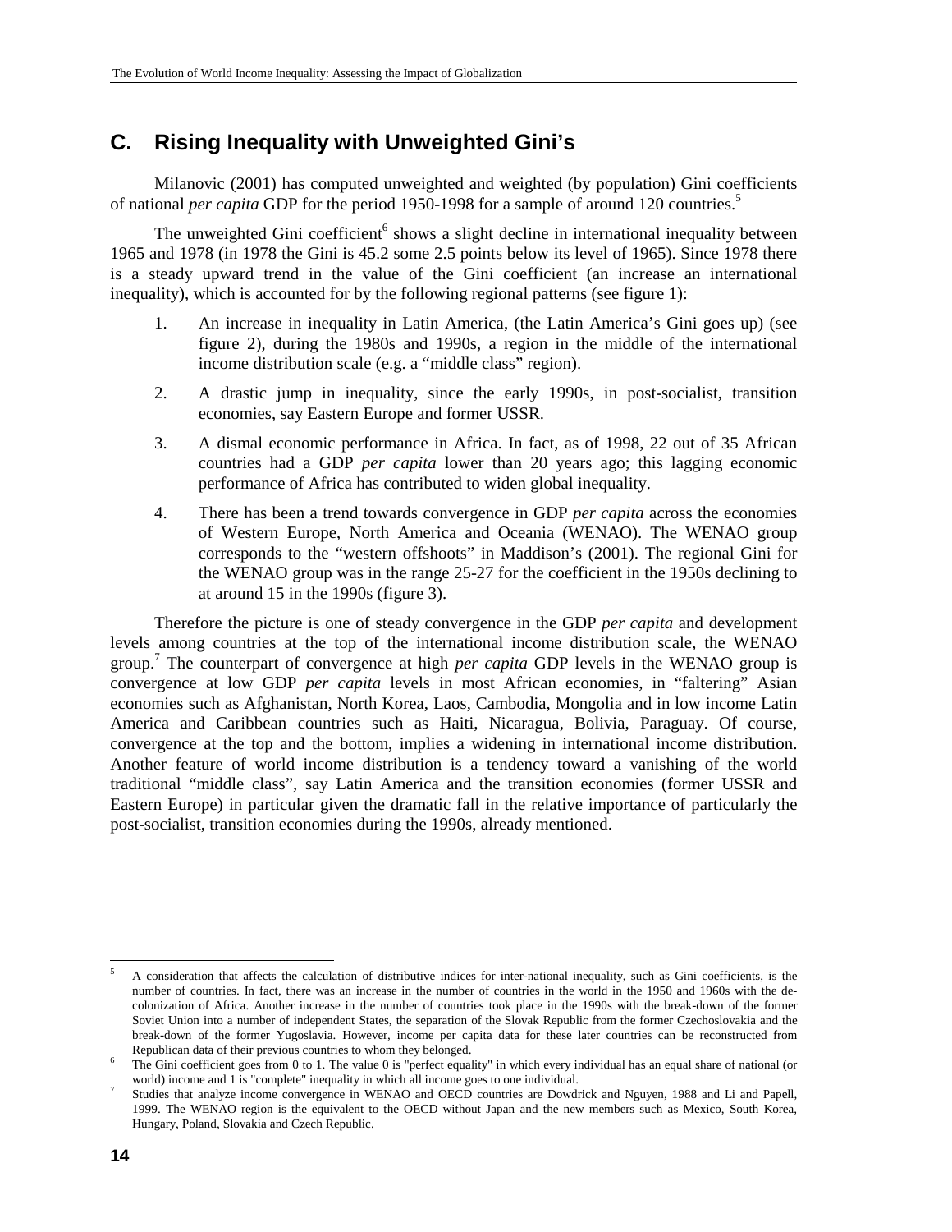## C. Rising Inequality with Unweighted Gini's

Milanovic (2001) has computed unweighted and weighted (by population) Gini coefficients of national *per capita* GDP for the period 1950-1998 for a sample of around 120 countries.[5]

The unweighted Gini coefficient[6] shows a slight decline in international inequality between 1965 and 1978 (in 1978 the Gini is 45.2 some 2.5 points below its level of 1965). Since 1978 there is a steady upward trend in the value of the Gini coefficient (an increase an international inequality), which is accounted for by the following regional patterns (see figure 1):

1. An increase in inequality in Latin America, (the Latin America's Gini goes up) (see figure 2), during the 1980s and 1990s, a region in the middle of the international income distribution scale (e.g. a "middle class" region).
2. A drastic jump in inequality, since the early 1990s, in post-socialist, transition economies, say Eastern Europe and former USSR.
3. A dismal economic performance in Africa. In fact, as of 1998, 22 out of 35 African countries had a GDP *per capita* lower than 20 years ago; this lagging economic performance of Africa has contributed to widen global inequality.
4. There has been a trend towards convergence in GDP *per capita* across the economies of Western Europe, North America and Oceania (WENAO). The WENAO group corresponds to the "western offshoots" in Maddison's (2001). The regional Gini for the WENAO group was in the range 25-27 for the coefficient in the 1950s declining to at around 15 in the 1990s (figure 3).

Therefore the picture is one of steady convergence in the GDP *per capita* and development levels among countries at the top of the international income distribution scale, the WENAO group.[7] The counterpart of convergence at high *per capita* GDP levels in the WENAO group is convergence at low GDP *per capita* levels in most African economies, in "faltering" Asian economies such as Afghanistan, North Korea, Laos, Cambodia, Mongolia and in low income Latin America and Caribbean countries such as Haiti, Nicaragua, Bolivia, Paraguay. Of course, convergence at the top and the bottom, implies a widening in international income distribution. Another feature of world income distribution is a tendency toward a vanishing of the world traditional "middle class", say Latin America and the transition economies (former USSR and Eastern Europe) in particular given the dramatic fall in the relative importance of particularly the post-socialist, transition economies during the 1990s, already mentioned.

---

[5] A consideration that affects the calculation of distributive indices for inter-national inequality, such as Gini coefficients, is the number of countries. In fact, there was an increase in the number of countries in the world in the 1950 and 1960s with the de-colonization of Africa. Another increase in the number of countries took place in the 1990s with the break-down of the former Soviet Union into a number of independent States, the separation of the Slovak Republic from the former Czechoslovakia and the break-down of the former Yugoslavia. However, income per capita data for these later countries can be reconstructed from Republican data of their previous countries to whom they belonged.

[6] The Gini coefficient goes from 0 to 1. The value 0 is "perfect equality" in which every individual has an equal share of national (or world) income and 1 is "complete" inequality in which all income goes to one individual.

[7] Studies that analyze income convergence in WENAO and OECD countries are Dowdrick and Nguyen, 1988 and Li and Papell, 1999. The WENAO region is the equivalent to the OECD without Japan and the new members such as Mexico, South Korea, Hungary, Poland, Slovakia and Czech Republic.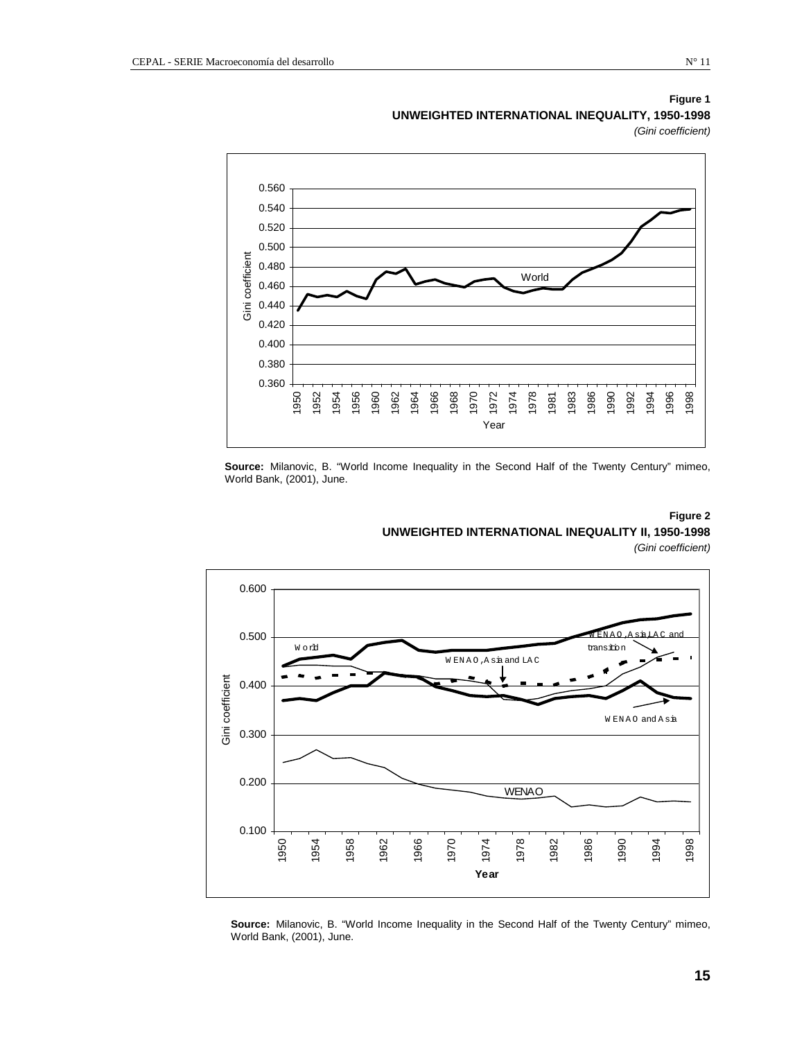**Figure 1**

**UNWEIGHTED INTERNATIONAL INEQUALITY, 1950-1998**

*(Gini coefficient)*

**Source:** Milanovic, B. "World Income Inequality in the Second Half of the Twenty Century" mimeo, World Bank, (2001), June.

**Figure 2**

**UNWEIGHTED INTERNATIONAL INEQUALITY II, 1950-1998**

*(Gini coefficient)*

**Source:** Milanovic, B. "World Income Inequality in the Second Half of the Twenty Century" mimeo, World Bank, (2001), June.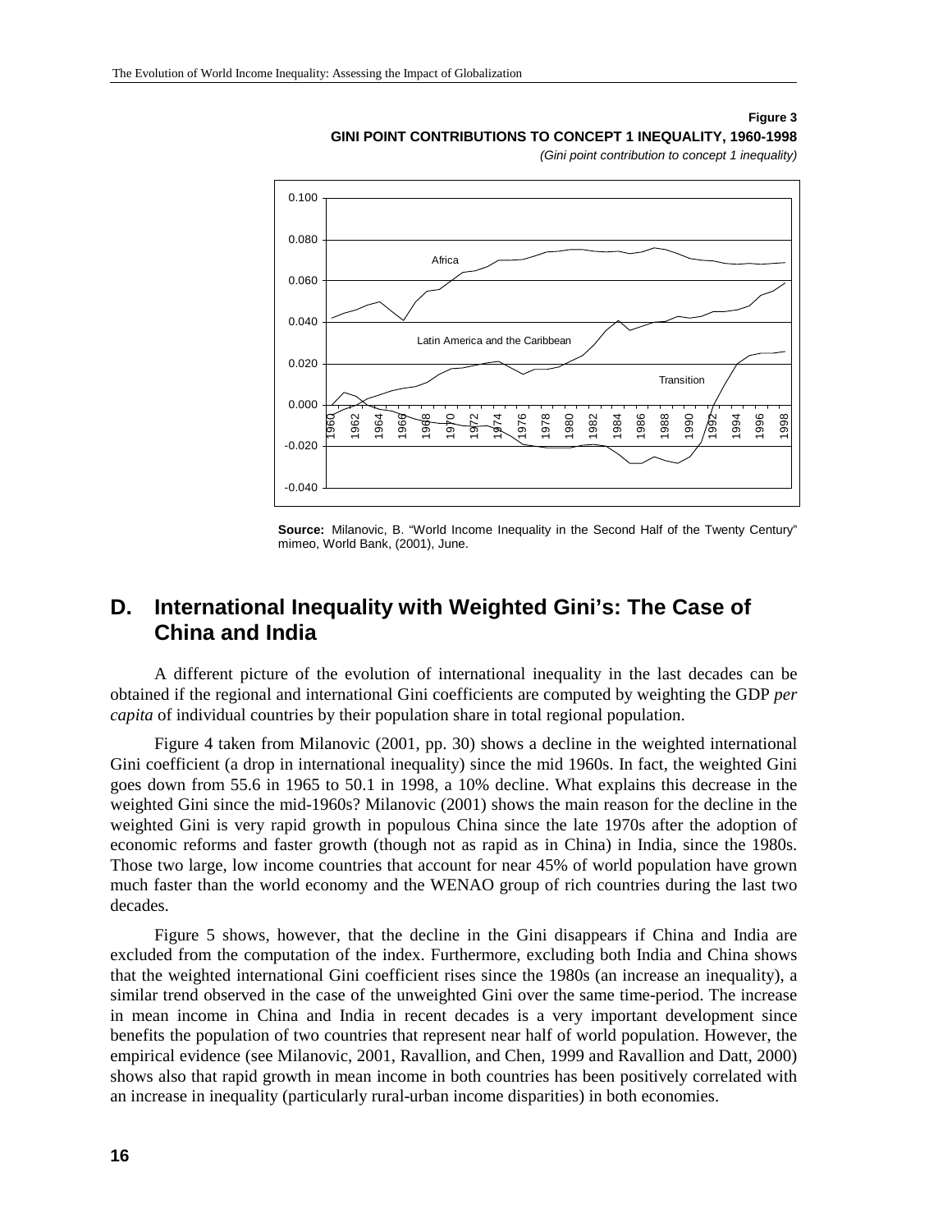**Figure 3**
**GINI POINT CONTRIBUTIONS TO CONCEPT 1 INEQUALITY, 1960-1998**
*(Gini point contribution to concept 1 inequality)*

**Source:** Milanovic, B. "World Income Inequality in the Second Half of the Twenty Century" mimeo, World Bank, (2001), June.

## D. International Inequality with Weighted Gini's: The Case of China and India

A different picture of the evolution of international inequality in the last decades can be obtained if the regional and international Gini coefficients are computed by weighting the GDP *per capita* of individual countries by their population share in total regional population.

Figure 4 taken from Milanovic (2001, pp. 30) shows a decline in the weighted international Gini coefficient (a drop in international inequality) since the mid 1960s. In fact, the weighted Gini goes down from 55.6 in 1965 to 50.1 in 1998, a 10% decline. What explains this decrease in the weighted Gini since the mid-1960s? Milanovic (2001) shows the main reason for the decline in the weighted Gini is very rapid growth in populous China since the late 1970s after the adoption of economic reforms and faster growth (though not as rapid as in China) in India, since the 1980s. Those two large, low income countries that account for near 45% of world population have grown much faster than the world economy and the WENAO group of rich countries during the last two decades.

Figure 5 shows, however, that the decline in the Gini disappears if China and India are excluded from the computation of the index. Furthermore, excluding both India and China shows that the weighted international Gini coefficient rises since the 1980s (an increase an inequality), a similar trend observed in the case of the unweighted Gini over the same time-period. The increase in mean income in China and India in recent decades is a very important development since benefits the population of two countries that represent near half of world population. However, the empirical evidence (see Milanovic, 2001, Ravallion, and Chen, 1999 and Ravallion and Datt, 2000) shows also that rapid growth in mean income in both countries has been positively correlated with an increase in inequality (particularly rural-urban income disparities) in both economies.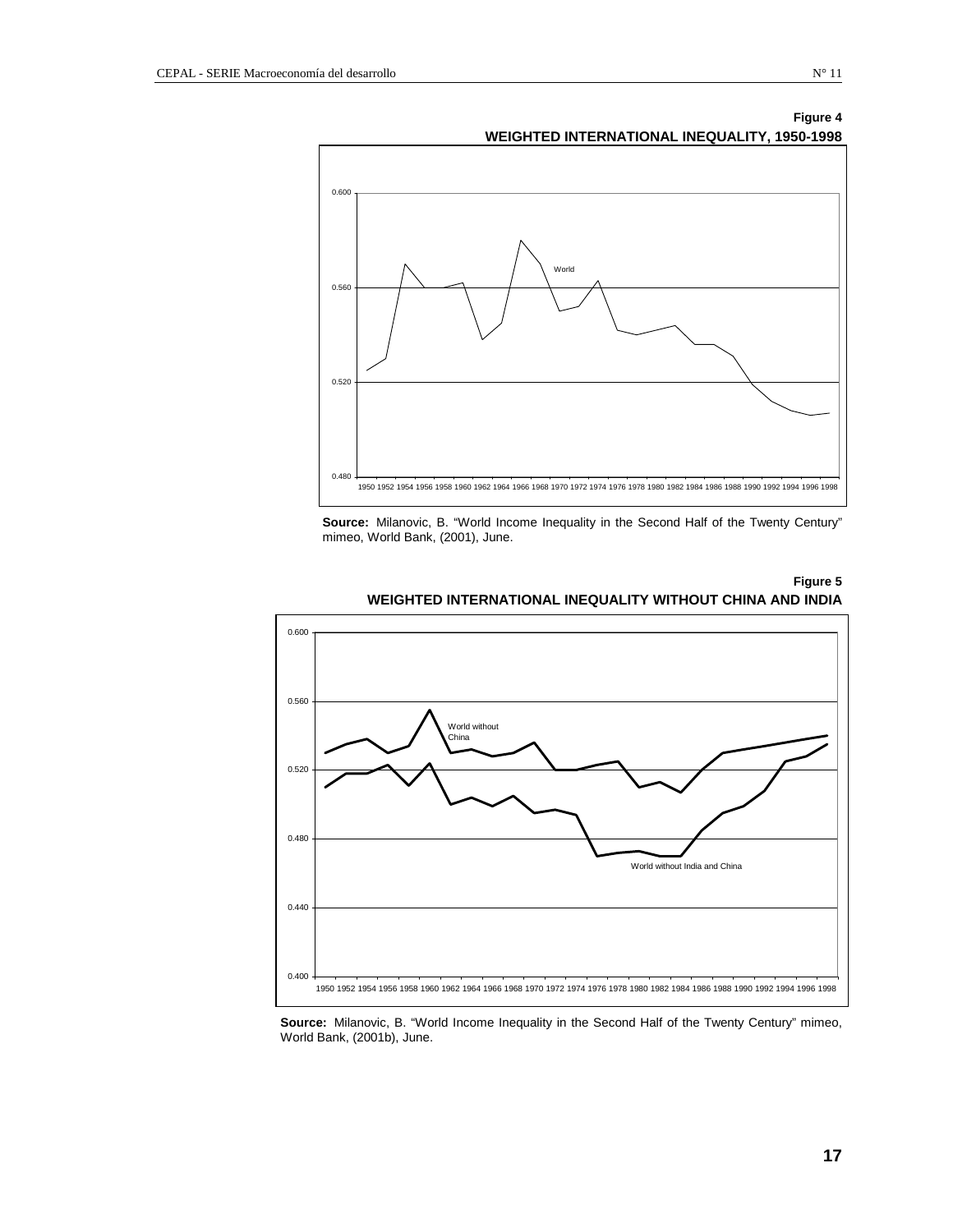**Figure 4**

**WEIGHTED INTERNATIONAL INEQUALITY, 1950-1998**

**Source:** Milanovic, B. "World Income Inequality in the Second Half of the Twenty Century" mimeo, World Bank, (2001), June.

**Figure 5**

**WEIGHTED INTERNATIONAL INEQUALITY WITHOUT CHINA AND INDIA**

**Source:** Milanovic, B. "World Income Inequality in the Second Half of the Twenty Century" mimeo, World Bank, (2001b), June.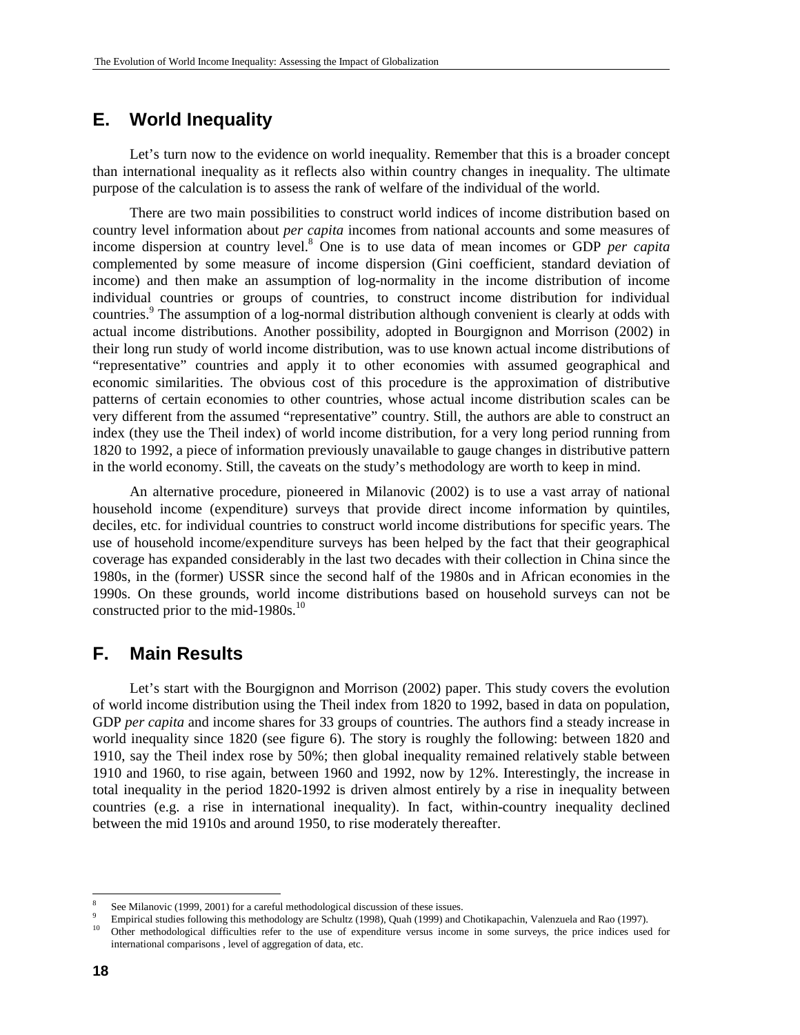## E. World Inequality

Let's turn now to the evidence on world inequality. Remember that this is a broader concept than international inequality as it reflects also within country changes in inequality. The ultimate purpose of the calculation is to assess the rank of welfare of the individual of the world.

There are two main possibilities to construct world indices of income distribution based on country level information about *per capita* incomes from national accounts and some measures of income dispersion at country level.[8] One is to use data of mean incomes or GDP *per capita* complemented by some measure of income dispersion (Gini coefficient, standard deviation of income) and then make an assumption of log-normality in the income distribution of income individual countries or groups of countries, to construct income distribution for individual countries.[9] The assumption of a log-normal distribution although convenient is clearly at odds with actual income distributions. Another possibility, adopted in Bourgignon and Morrison (2002) in their long run study of world income distribution, was to use known actual income distributions of "representative" countries and apply it to other economies with assumed geographical and economic similarities. The obvious cost of this procedure is the approximation of distributive patterns of certain economies to other countries, whose actual income distribution scales can be very different from the assumed "representative" country. Still, the authors are able to construct an index (they use the Theil index) of world income distribution, for a very long period running from 1820 to 1992, a piece of information previously unavailable to gauge changes in distributive pattern in the world economy. Still, the caveats on the study's methodology are worth to keep in mind.

An alternative procedure, pioneered in Milanovic (2002) is to use a vast array of national household income (expenditure) surveys that provide direct income information by quintiles, deciles, etc. for individual countries to construct world income distributions for specific years. The use of household income/expenditure surveys has been helped by the fact that their geographical coverage has expanded considerably in the last two decades with their collection in China since the 1980s, in the (former) USSR since the second half of the 1980s and in African economies in the 1990s. On these grounds, world income distributions based on household surveys can not be constructed prior to the mid-1980s.[10]

## F. Main Results

Let's start with the Bourgignon and Morrison (2002) paper. This study covers the evolution of world income distribution using the Theil index from 1820 to 1992, based in data on population, GDP *per capita* and income shares for 33 groups of countries. The authors find a steady increase in world inequality since 1820 (see figure 6). The story is roughly the following: between 1820 and 1910, say the Theil index rose by 50%; then global inequality remained relatively stable between 1910 and 1960, to rise again, between 1960 and 1992, now by 12%. Interestingly, the increase in total inequality in the period 1820-1992 is driven almost entirely by a rise in inequality between countries (e.g. a rise in international inequality). In fact, within-country inequality declined between the mid 1910s and around 1950, to rise moderately thereafter.

---

[8] See Milanovic (1999, 2001) for a careful methodological discussion of these issues.

[9] Empirical studies following this methodology are Schultz (1998), Quah (1999) and Chotikapachin, Valenzuela and Rao (1997).

[10] Other methodological difficulties refer to the use of expenditure versus income in some surveys, the price indices used for international comparisons , level of aggregation of data, etc.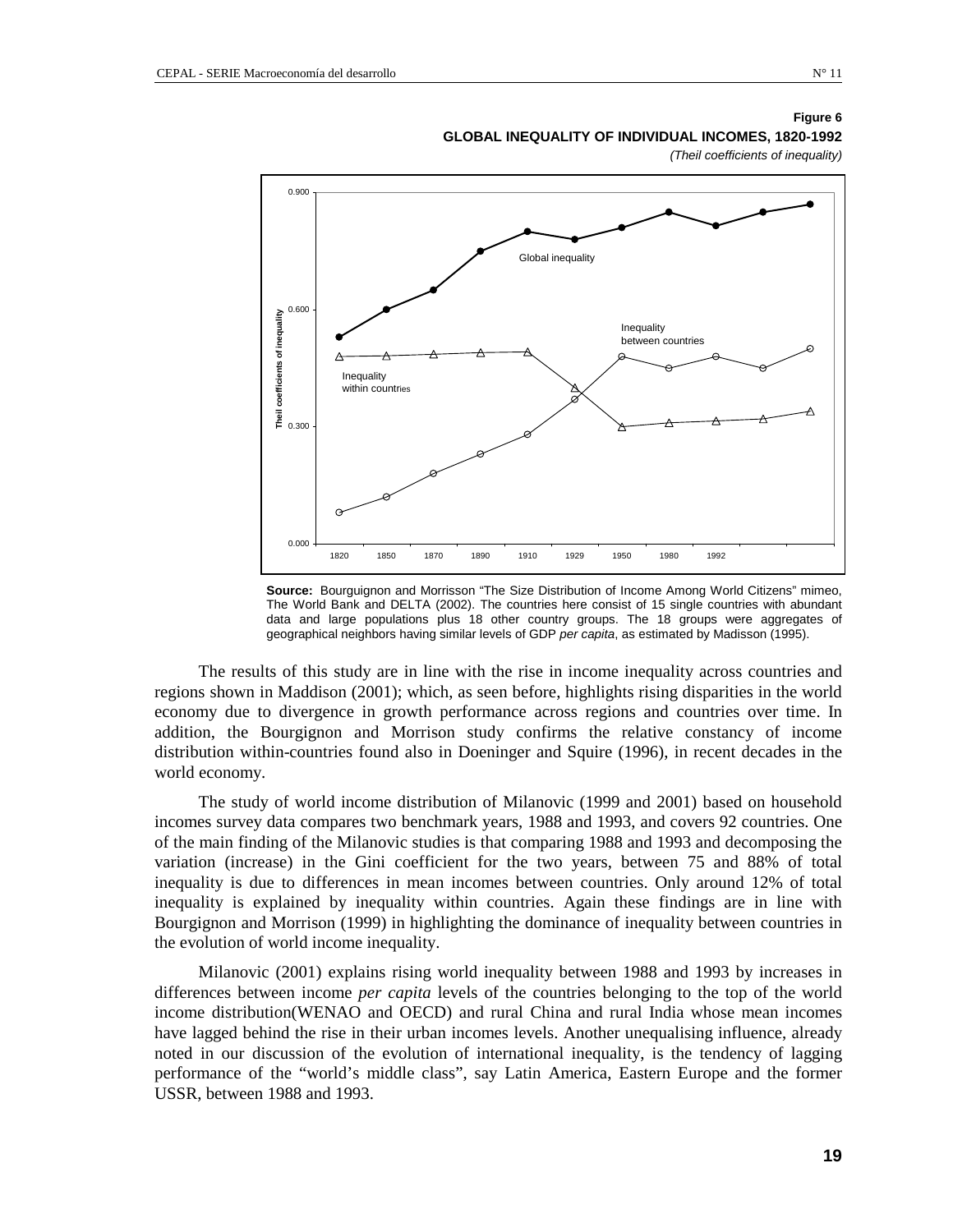**Figure 6**
**GLOBAL INEQUALITY OF INDIVIDUAL INCOMES, 1820-1992**
*(Theil coefficients of inequality)*

**Source:** Bourguignon and Morrisson “The Size Distribution of Income Among World Citizens” mimeo, The World Bank and DELTA (2002). The countries here consist of 15 single countries with abundant data and large populations plus 18 other country groups. The 18 groups were aggregates of geographical neighbors having similar levels of GDP *per capita*, as estimated by Madisson (1995).

The results of this study are in line with the rise in income inequality across countries and regions shown in Maddison (2001); which, as seen before, highlights rising disparities in the world economy due to divergence in growth performance across regions and countries over time. In addition, the Bourgignon and Morrison study confirms the relative constancy of income distribution within-countries found also in Doeninger and Squire (1996), in recent decades in the world economy.

The study of world income distribution of Milanovic (1999 and 2001) based on household incomes survey data compares two benchmark years, 1988 and 1993, and covers 92 countries. One of the main finding of the Milanovic studies is that comparing 1988 and 1993 and decomposing the variation (increase) in the Gini coefficient for the two years, between 75 and 88% of total inequality is due to differences in mean incomes between countries. Only around 12% of total inequality is explained by inequality within countries. Again these findings are in line with Bourgignon and Morrison (1999) in highlighting the dominance of inequality between countries in the evolution of world income inequality.

Milanovic (2001) explains rising world inequality between 1988 and 1993 by increases in differences between income *per capita* levels of the countries belonging to the top of the world income distribution(WENAO and OECD) and rural China and rural India whose mean incomes have lagged behind the rise in their urban incomes levels. Another unequalising influence, already noted in our discussion of the evolution of international inequality, is the tendency of lagging performance of the “world’s middle class”, say Latin America, Eastern Europe and the former USSR, between 1988 and 1993.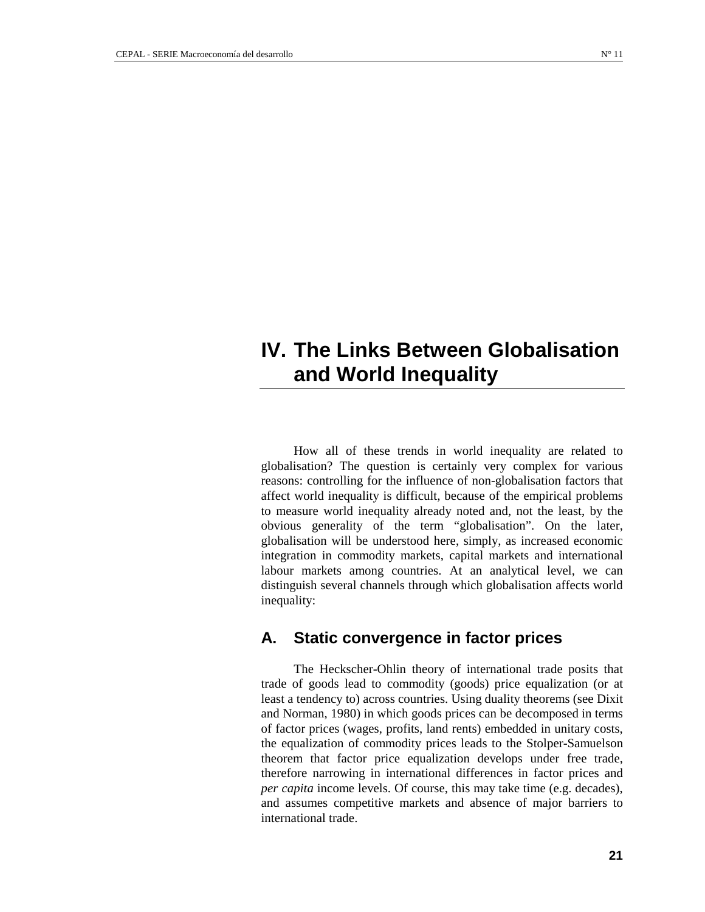# IV. The Links Between Globalisation and World Inequality

How all of these trends in world inequality are related to globalisation? The question is certainly very complex for various reasons: controlling for the influence of non-globalisation factors that affect world inequality is difficult, because of the empirical problems to measure world inequality already noted and, not the least, by the obvious generality of the term "globalisation". On the later, globalisation will be understood here, simply, as increased economic integration in commodity markets, capital markets and international labour markets among countries. At an analytical level, we can distinguish several channels through which globalisation affects world inequality:

## A. Static convergence in factor prices

The Heckscher-Ohlin theory of international trade posits that trade of goods lead to commodity (goods) price equalization (or at least a tendency to) across countries. Using duality theorems (see Dixit and Norman, 1980) in which goods prices can be decomposed in terms of factor prices (wages, profits, land rents) embedded in unitary costs, the equalization of commodity prices leads to the Stolper-Samuelson theorem that factor price equalization develops under free trade, therefore narrowing in international differences in factor prices and *per capita* income levels. Of course, this may take time (e.g. decades), and assumes competitive markets and absence of major barriers to international trade.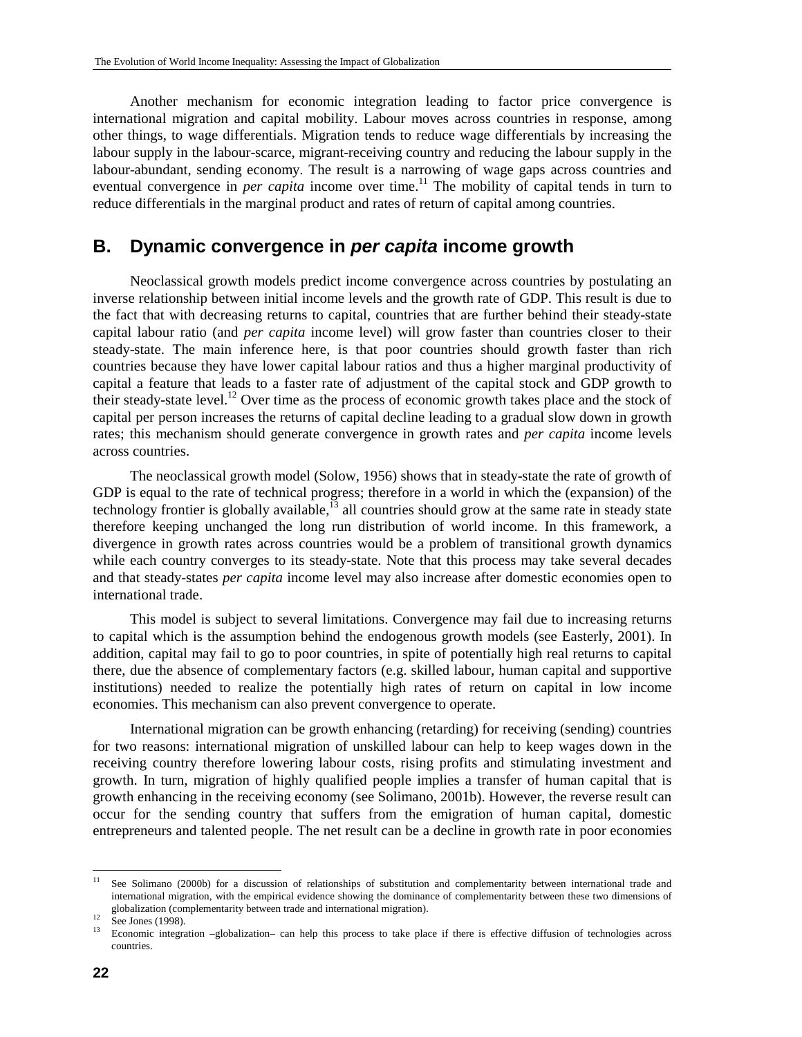Another mechanism for economic integration leading to factor price convergence is international migration and capital mobility. Labour moves across countries in response, among other things, to wage differentials. Migration tends to reduce wage differentials by increasing the labour supply in the labour-scarce, migrant-receiving country and reducing the labour supply in the labour-abundant, sending economy. The result is a narrowing of wage gaps across countries and eventual convergence in *per capita* income over time.[11] The mobility of capital tends in turn to reduce differentials in the marginal product and rates of return of capital among countries.

## B. Dynamic convergence in *per capita* income growth

Neoclassical growth models predict income convergence across countries by postulating an inverse relationship between initial income levels and the growth rate of GDP. This result is due to the fact that with decreasing returns to capital, countries that are further behind their steady-state capital labour ratio (and *per capita* income level) will grow faster than countries closer to their steady-state. The main inference here, is that poor countries should growth faster than rich countries because they have lower capital labour ratios and thus a higher marginal productivity of capital a feature that leads to a faster rate of adjustment of the capital stock and GDP growth to their steady-state level.[12] Over time as the process of economic growth takes place and the stock of capital per person increases the returns of capital decline leading to a gradual slow down in growth rates; this mechanism should generate convergence in growth rates and *per capita* income levels across countries.

The neoclassical growth model (Solow, 1956) shows that in steady-state the rate of growth of GDP is equal to the rate of technical progress; therefore in a world in which the (expansion) of the technology frontier is globally available,[13] all countries should grow at the same rate in steady state therefore keeping unchanged the long run distribution of world income. In this framework, a divergence in growth rates across countries would be a problem of transitional growth dynamics while each country converges to its steady-state. Note that this process may take several decades and that steady-states *per capita* income level may also increase after domestic economies open to international trade.

This model is subject to several limitations. Convergence may fail due to increasing returns to capital which is the assumption behind the endogenous growth models (see Easterly, 2001). In addition, capital may fail to go to poor countries, in spite of potentially high real returns to capital there, due the absence of complementary factors (e.g. skilled labour, human capital and supportive institutions) needed to realize the potentially high rates of return on capital in low income economies. This mechanism can also prevent convergence to operate.

International migration can be growth enhancing (retarding) for receiving (sending) countries for two reasons: international migration of unskilled labour can help to keep wages down in the receiving country therefore lowering labour costs, rising profits and stimulating investment and growth. In turn, migration of highly qualified people implies a transfer of human capital that is growth enhancing in the receiving economy (see Solimano, 2001b). However, the reverse result can occur for the sending country that suffers from the emigration of human capital, domestic entrepreneurs and talented people. The net result can be a decline in growth rate in poor economies

---

[11] See Solimano (2000b) for a discussion of relationships of substitution and complementarity between international trade and international migration, with the empirical evidence showing the dominance of complementarity between these two dimensions of globalization (complementarity between trade and international migration).

[12] See Jones (1998).

[13] Economic integration –globalization– can help this process to take place if there is effective diffusion of technologies across countries.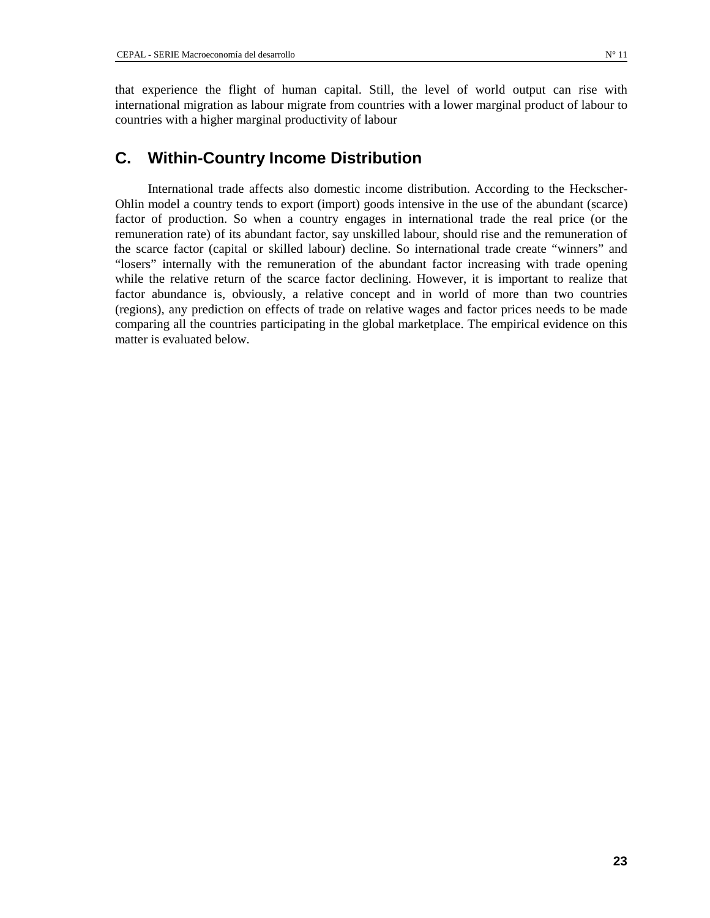that experience the flight of human capital. Still, the level of world output can rise with international migration as labour migrate from countries with a lower marginal product of labour to countries with a higher marginal productivity of labour

## C. Within-Country Income Distribution

International trade affects also domestic income distribution. According to the Heckscher-Ohlin model a country tends to export (import) goods intensive in the use of the abundant (scarce) factor of production. So when a country engages in international trade the real price (or the remuneration rate) of its abundant factor, say unskilled labour, should rise and the remuneration of the scarce factor (capital or skilled labour) decline. So international trade create "winners" and "losers" internally with the remuneration of the abundant factor increasing with trade opening while the relative return of the scarce factor declining. However, it is important to realize that factor abundance is, obviously, a relative concept and in world of more than two countries (regions), any prediction on effects of trade on relative wages and factor prices needs to be made comparing all the countries participating in the global marketplace. The empirical evidence on this matter is evaluated below.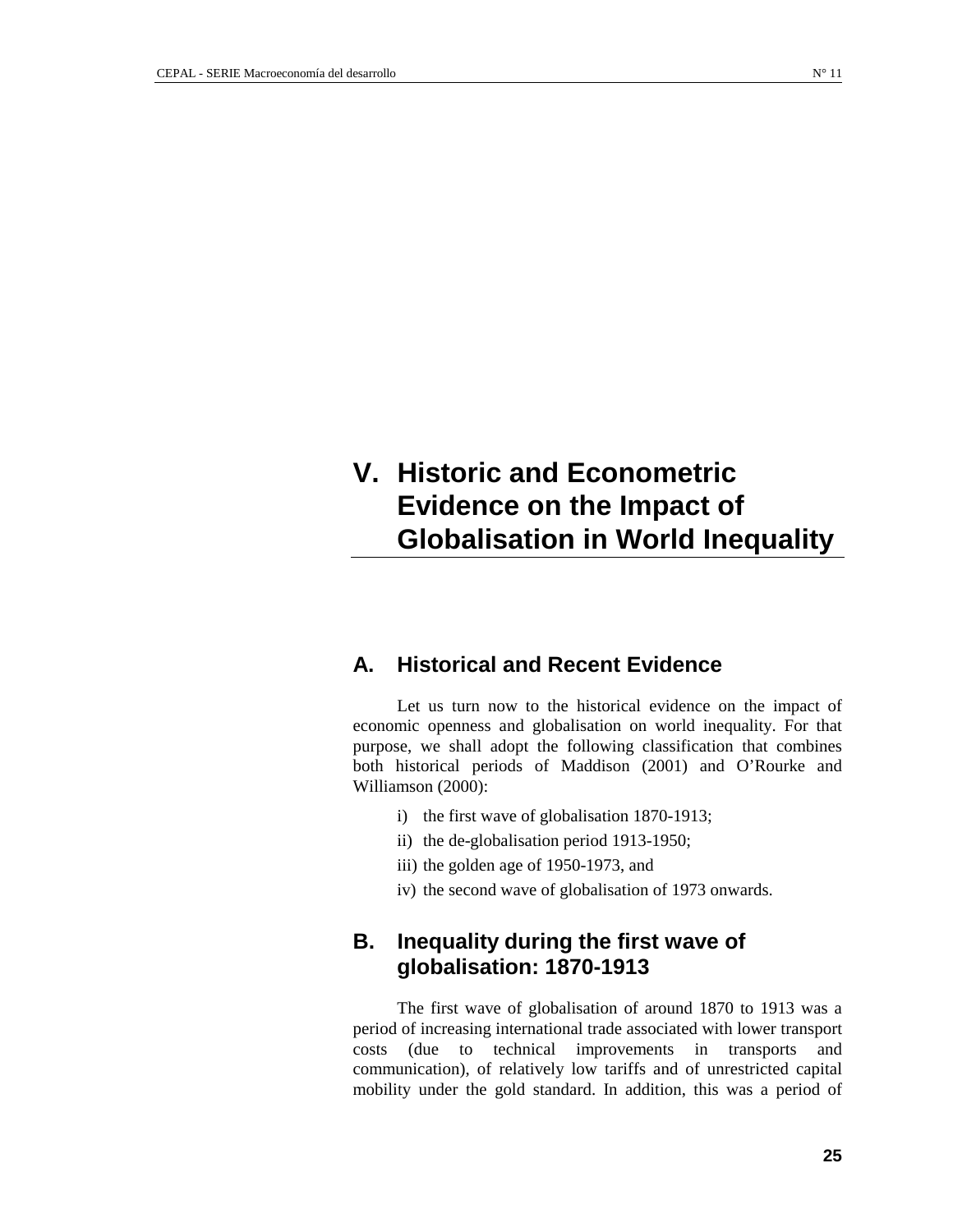# V. Historic and Econometric Evidence on the Impact of Globalisation in World Inequality

## A. Historical and Recent Evidence

Let us turn now to the historical evidence on the impact of economic openness and globalisation on world inequality. For that purpose, we shall adopt the following classification that combines both historical periods of Maddison (2001) and O'Rourke and Williamson (2000):

i) the first wave of globalisation 1870-1913;

ii) the de-globalisation period 1913-1950;

iii) the golden age of 1950-1973, and

iv) the second wave of globalisation of 1973 onwards.

## B. Inequality during the first wave of globalisation: 1870-1913

The first wave of globalisation of around 1870 to 1913 was a period of increasing international trade associated with lower transport costs (due to technical improvements in transports and communication), of relatively low tariffs and of unrestricted capital mobility under the gold standard. In addition, this was a period of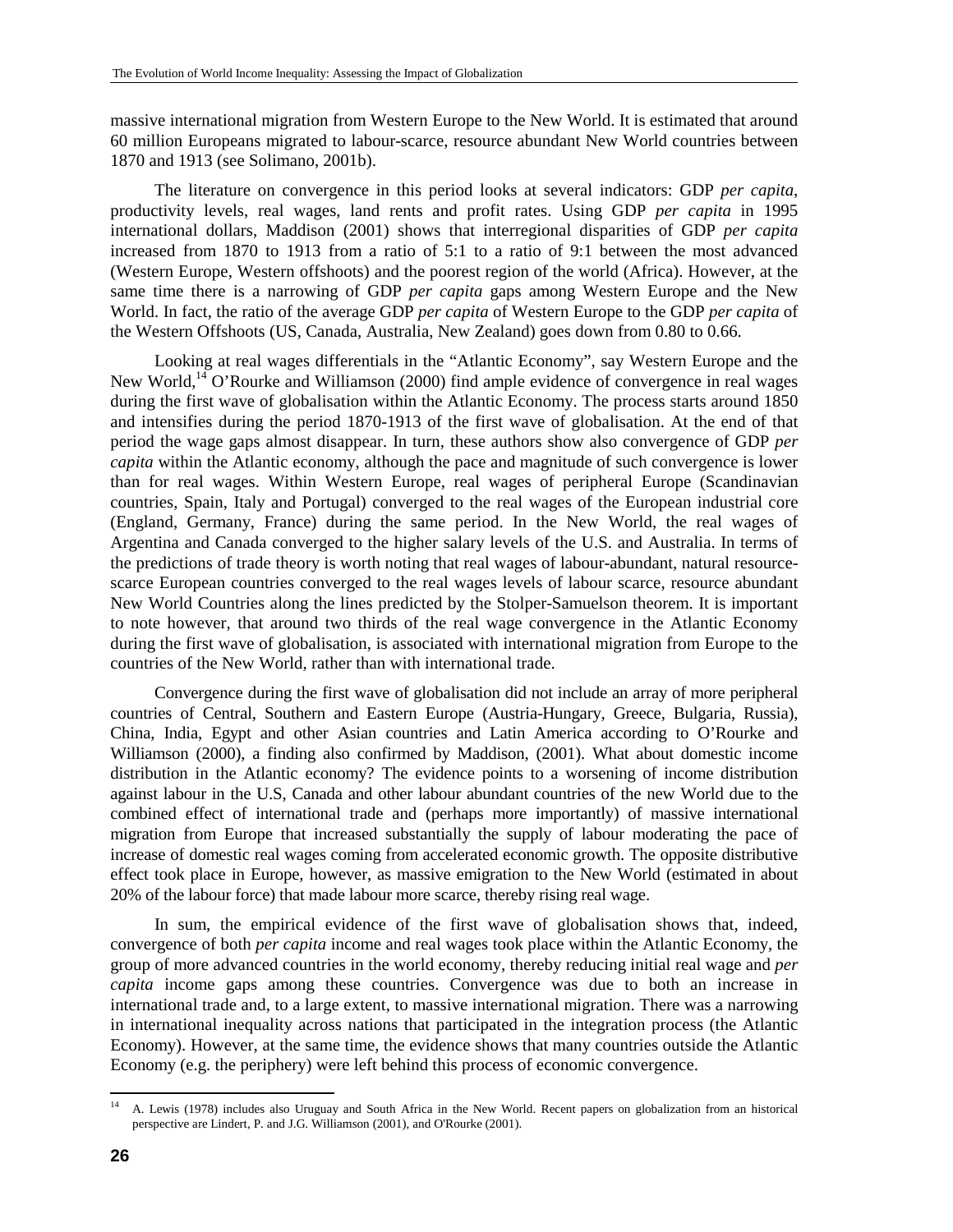massive international migration from Western Europe to the New World. It is estimated that around 60 million Europeans migrated to labour-scarce, resource abundant New World countries between 1870 and 1913 (see Solimano, 2001b).

The literature on convergence in this period looks at several indicators: GDP *per capita*, productivity levels, real wages, land rents and profit rates. Using GDP *per capita* in 1995 international dollars, Maddison (2001) shows that interregional disparities of GDP *per capita* increased from 1870 to 1913 from a ratio of 5:1 to a ratio of 9:1 between the most advanced (Western Europe, Western offshoots) and the poorest region of the world (Africa). However, at the same time there is a narrowing of GDP *per capita* gaps among Western Europe and the New World. In fact, the ratio of the average GDP *per capita* of Western Europe to the GDP *per capita* of the Western Offshoots (US, Canada, Australia, New Zealand) goes down from 0.80 to 0.66.

Looking at real wages differentials in the "Atlantic Economy", say Western Europe and the New World,[14] O'Rourke and Williamson (2000) find ample evidence of convergence in real wages during the first wave of globalisation within the Atlantic Economy. The process starts around 1850 and intensifies during the period 1870-1913 of the first wave of globalisation. At the end of that period the wage gaps almost disappear. In turn, these authors show also convergence of GDP *per capita* within the Atlantic economy, although the pace and magnitude of such convergence is lower than for real wages. Within Western Europe, real wages of peripheral Europe (Scandinavian countries, Spain, Italy and Portugal) converged to the real wages of the European industrial core (England, Germany, France) during the same period. In the New World, the real wages of Argentina and Canada converged to the higher salary levels of the U.S. and Australia. In terms of the predictions of trade theory is worth noting that real wages of labour-abundant, natural resource-scarce European countries converged to the real wages levels of labour scarce, resource abundant New World Countries along the lines predicted by the Stolper-Samuelson theorem. It is important to note however, that around two thirds of the real wage convergence in the Atlantic Economy during the first wave of globalisation, is associated with international migration from Europe to the countries of the New World, rather than with international trade.

Convergence during the first wave of globalisation did not include an array of more peripheral countries of Central, Southern and Eastern Europe (Austria-Hungary, Greece, Bulgaria, Russia), China, India, Egypt and other Asian countries and Latin America according to O'Rourke and Williamson (2000), a finding also confirmed by Maddison, (2001). What about domestic income distribution in the Atlantic economy? The evidence points to a worsening of income distribution against labour in the U.S, Canada and other labour abundant countries of the new World due to the combined effect of international trade and (perhaps more importantly) of massive international migration from Europe that increased substantially the supply of labour moderating the pace of increase of domestic real wages coming from accelerated economic growth. The opposite distributive effect took place in Europe, however, as massive emigration to the New World (estimated in about 20% of the labour force) that made labour more scarce, thereby rising real wage.

In sum, the empirical evidence of the first wave of globalisation shows that, indeed, convergence of both *per capita* income and real wages took place within the Atlantic Economy, the group of more advanced countries in the world economy, thereby reducing initial real wage and *per capita* income gaps among these countries. Convergence was due to both an increase in international trade and, to a large extent, to massive international migration. There was a narrowing in international inequality across nations that participated in the integration process (the Atlantic Economy). However, at the same time, the evidence shows that many countries outside the Atlantic Economy (e.g. the periphery) were left behind this process of economic convergence.

[14] A. Lewis (1978) includes also Uruguay and South Africa in the New World. Recent papers on globalization from an historical perspective are Lindert, P. and J.G. Williamson (2001), and O'Rourke (2001).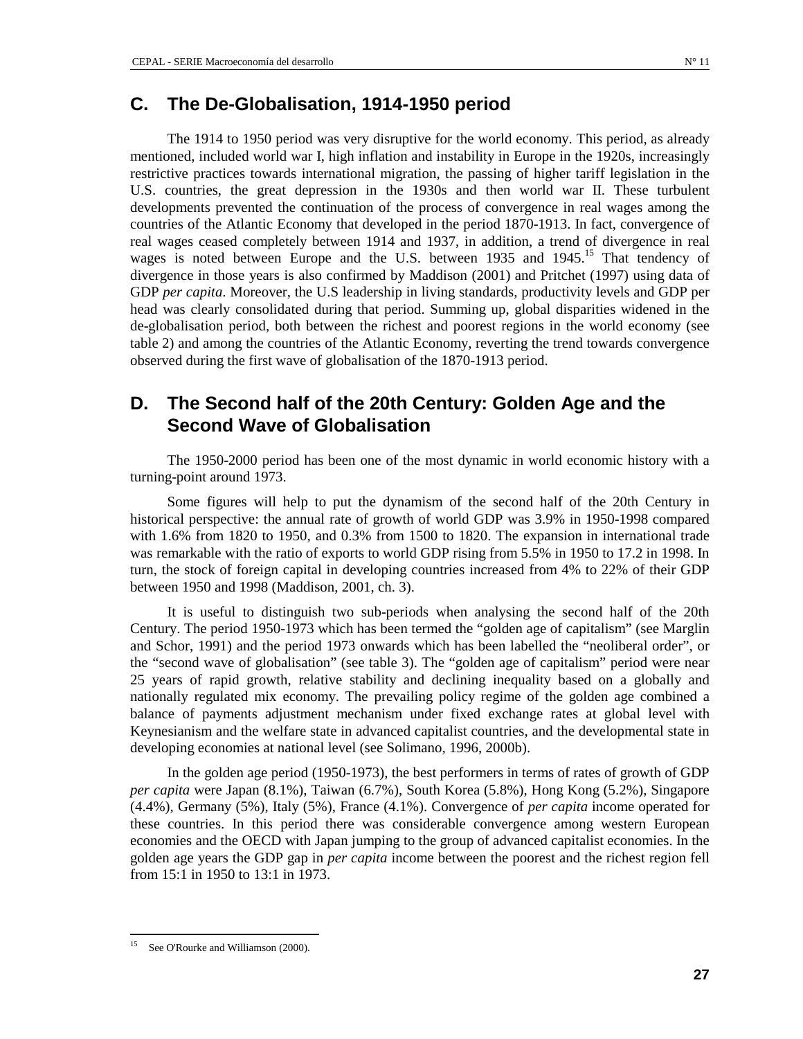## C. The De-Globalisation, 1914-1950 period

The 1914 to 1950 period was very disruptive for the world economy. This period, as already mentioned, included world war I, high inflation and instability in Europe in the 1920s, increasingly restrictive practices towards international migration, the passing of higher tariff legislation in the U.S. countries, the great depression in the 1930s and then world war II. These turbulent developments prevented the continuation of the process of convergence in real wages among the countries of the Atlantic Economy that developed in the period 1870-1913. In fact, convergence of real wages ceased completely between 1914 and 1937, in addition, a trend of divergence in real wages is noted between Europe and the U.S. between 1935 and 1945.[15] That tendency of divergence in those years is also confirmed by Maddison (2001) and Pritchet (1997) using data of GDP *per capita*. Moreover, the U.S leadership in living standards, productivity levels and GDP per head was clearly consolidated during that period. Summing up, global disparities widened in the de-globalisation period, both between the richest and poorest regions in the world economy (see table 2) and among the countries of the Atlantic Economy, reverting the trend towards convergence observed during the first wave of globalisation of the 1870-1913 period.

## D. The Second half of the 20th Century: Golden Age and the Second Wave of Globalisation

The 1950-2000 period has been one of the most dynamic in world economic history with a turning-point around 1973.

Some figures will help to put the dynamism of the second half of the 20th Century in historical perspective: the annual rate of growth of world GDP was 3.9% in 1950-1998 compared with 1.6% from 1820 to 1950, and 0.3% from 1500 to 1820. The expansion in international trade was remarkable with the ratio of exports to world GDP rising from 5.5% in 1950 to 17.2 in 1998. In turn, the stock of foreign capital in developing countries increased from 4% to 22% of their GDP between 1950 and 1998 (Maddison, 2001, ch. 3).

It is useful to distinguish two sub-periods when analysing the second half of the 20th Century. The period 1950-1973 which has been termed the "golden age of capitalism" (see Marglin and Schor, 1991) and the period 1973 onwards which has been labelled the "neoliberal order", or the "second wave of globalisation" (see table 3). The "golden age of capitalism" period were near 25 years of rapid growth, relative stability and declining inequality based on a globally and nationally regulated mix economy. The prevailing policy regime of the golden age combined a balance of payments adjustment mechanism under fixed exchange rates at global level with Keynesianism and the welfare state in advanced capitalist countries, and the developmental state in developing economies at national level (see Solimano, 1996, 2000b).

In the golden age period (1950-1973), the best performers in terms of rates of growth of GDP *per capita* were Japan (8.1%), Taiwan (6.7%), South Korea (5.8%), Hong Kong (5.2%), Singapore (4.4%), Germany (5%), Italy (5%), France (4.1%). Convergence of *per capita* income operated for these countries. In this period there was considerable convergence among western European economies and the OECD with Japan jumping to the group of advanced capitalist economies. In the golden age years the GDP gap in *per capita* income between the poorest and the richest region fell from 15:1 in 1950 to 13:1 in 1973.

[15] See O'Rourke and Williamson (2000).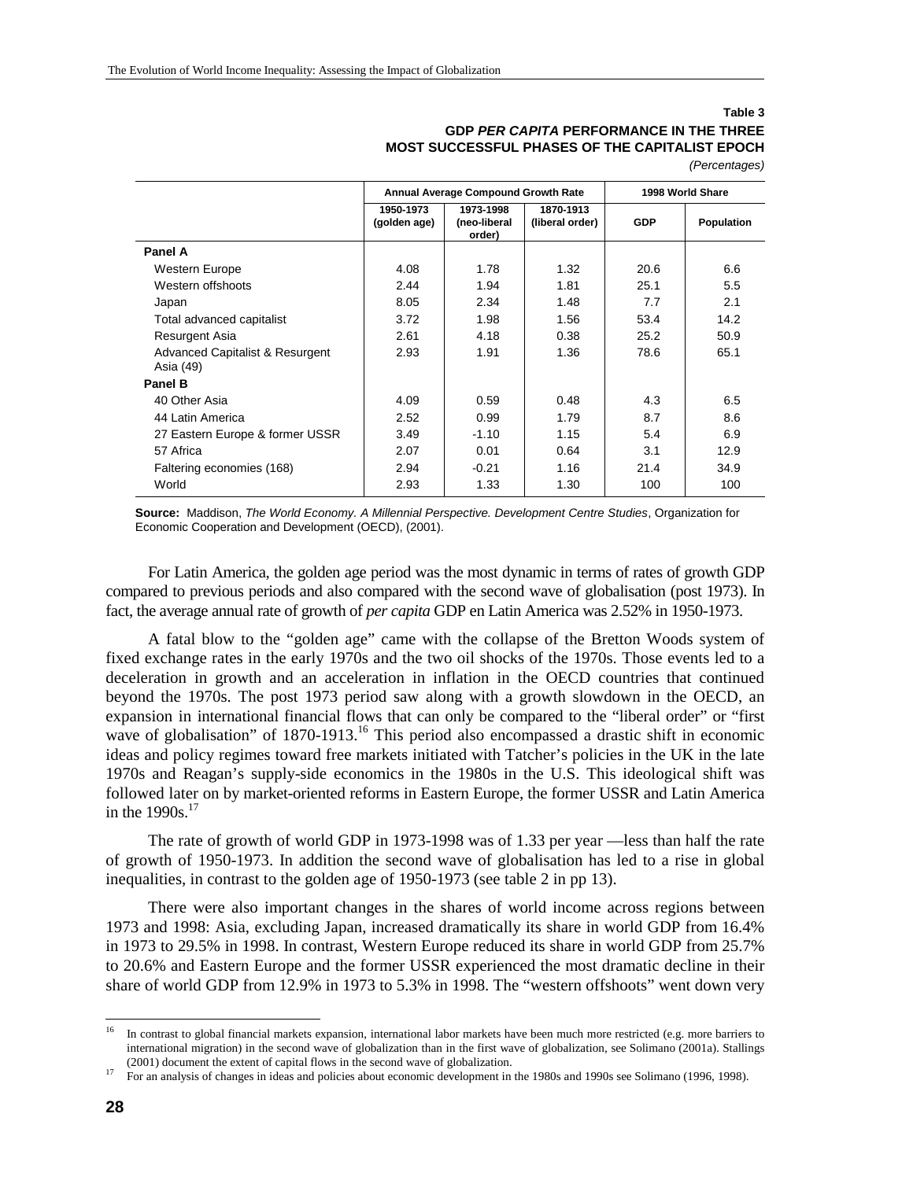**Table 3**

**GDP *PER CAPITA* PERFORMANCE IN THE THREE MOST SUCCESSFUL PHASES OF THE CAPITALIST EPOCH**

*(Percentages)*

| | Annual Average Compound Growth Rate | | | 1998 World Share | |
|---|---|---|---|---|---|
| | 1950-1973 (golden age) | 1973-1998 (neo-liberal order) | 1870-1913 (liberal order) | GDP | Population |
| **Panel A** | | | | | |
| Western Europe | 4.08 | 1.78 | 1.32 | 20.6 | 6.6 |
| Western offshoots | 2.44 | 1.94 | 1.81 | 25.1 | 5.5 |
| Japan | 8.05 | 2.34 | 1.48 | 7.7 | 2.1 |
| Total advanced capitalist | 3.72 | 1.98 | 1.56 | 53.4 | 14.2 |
| Resurgent Asia | 2.61 | 4.18 | 0.38 | 25.2 | 50.9 |
| Advanced Capitalist & Resurgent Asia (49) | 2.93 | 1.91 | 1.36 | 78.6 | 65.1 |
| **Panel B** | | | | | |
| 40 Other Asia | 4.09 | 0.59 | 0.48 | 4.3 | 6.5 |
| 44 Latin America | 2.52 | 0.99 | 1.79 | 8.7 | 8.6 |
| 27 Eastern Europe & former USSR | 3.49 | -1.10 | 1.15 | 5.4 | 6.9 |
| 57 Africa | 2.07 | 0.01 | 0.64 | 3.1 | 12.9 |
| Faltering economies (168) | 2.94 | -0.21 | 1.16 | 21.4 | 34.9 |
| World | 2.93 | 1.33 | 1.30 | 100 | 100 |

**Source:** Maddison, *The World Economy. A Millennial Perspective. Development Centre Studies*, Organization for Economic Cooperation and Development (OECD), (2001).

For Latin America, the golden age period was the most dynamic in terms of rates of growth GDP compared to previous periods and also compared with the second wave of globalisation (post 1973). In fact, the average annual rate of growth of *per capita* GDP en Latin America was 2.52% in 1950-1973.

A fatal blow to the "golden age" came with the collapse of the Bretton Woods system of fixed exchange rates in the early 1970s and the two oil shocks of the 1970s. Those events led to a deceleration in growth and an acceleration in inflation in the OECD countries that continued beyond the 1970s. The post 1973 period saw along with a growth slowdown in the OECD, an expansion in international financial flows that can only be compared to the "liberal order" or "first wave of globalisation" of 1870-1913.[16] This period also encompassed a drastic shift in economic ideas and policy regimes toward free markets initiated with Tatcher's policies in the UK in the late 1970s and Reagan's supply-side economics in the 1980s in the U.S. This ideological shift was followed later on by market-oriented reforms in Eastern Europe, the former USSR and Latin America in the 1990s.[17]

The rate of growth of world GDP in 1973-1998 was of 1.33 per year —less than half the rate of growth of 1950-1973. In addition the second wave of globalisation has led to a rise in global inequalities, in contrast to the golden age of 1950-1973 (see table 2 in pp 13).

There were also important changes in the shares of world income across regions between 1973 and 1998: Asia, excluding Japan, increased dramatically its share in world GDP from 16.4% in 1973 to 29.5% in 1998. In contrast, Western Europe reduced its share in world GDP from 25.7% to 20.6% and Eastern Europe and the former USSR experienced the most dramatic decline in their share of world GDP from 12.9% in 1973 to 5.3% in 1998. The "western offshoots" went down very

---

[16] In contrast to global financial markets expansion, international labor markets have been much more restricted (e.g. more barriers to international migration) in the second wave of globalization than in the first wave of globalization, see Solimano (2001a). Stallings (2001) document the extent of capital flows in the second wave of globalization.

[17] For an analysis of changes in ideas and policies about economic development in the 1980s and 1990s see Solimano (1996, 1998).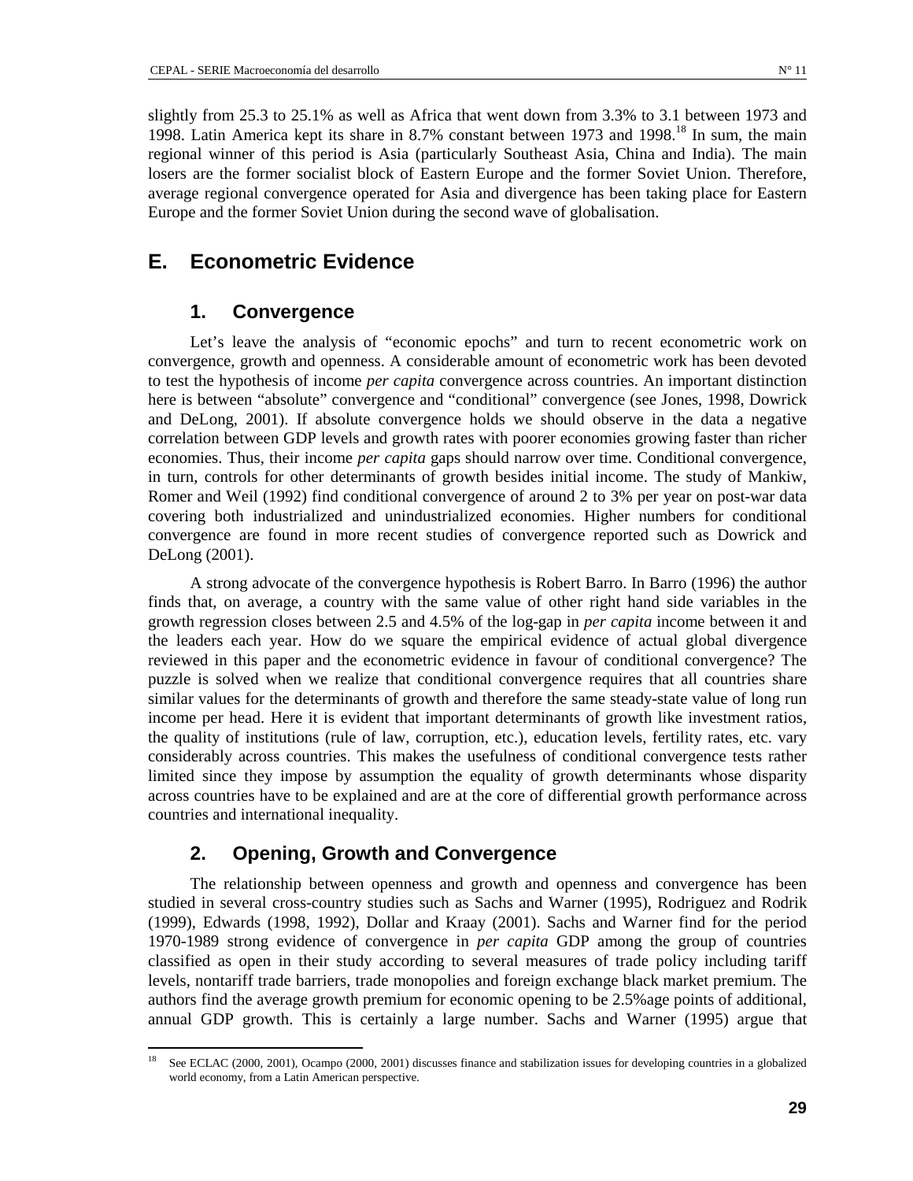slightly from 25.3 to 25.1% as well as Africa that went down from 3.3% to 3.1 between 1973 and 1998. Latin America kept its share in 8.7% constant between 1973 and 1998.[18] In sum, the main regional winner of this period is Asia (particularly Southeast Asia, China and India). The main losers are the former socialist block of Eastern Europe and the former Soviet Union. Therefore, average regional convergence operated for Asia and divergence has been taking place for Eastern Europe and the former Soviet Union during the second wave of globalisation.

## E. Econometric Evidence

### 1. Convergence

Let's leave the analysis of "economic epochs" and turn to recent econometric work on convergence, growth and openness. A considerable amount of econometric work has been devoted to test the hypothesis of income *per capita* convergence across countries. An important distinction here is between "absolute" convergence and "conditional" convergence (see Jones, 1998, Dowrick and DeLong, 2001). If absolute convergence holds we should observe in the data a negative correlation between GDP levels and growth rates with poorer economies growing faster than richer economies. Thus, their income *per capita* gaps should narrow over time. Conditional convergence, in turn, controls for other determinants of growth besides initial income. The study of Mankiw, Romer and Weil (1992) find conditional convergence of around 2 to 3% per year on post-war data covering both industrialized and unindustrialized economies. Higher numbers for conditional convergence are found in more recent studies of convergence reported such as Dowrick and DeLong (2001).

A strong advocate of the convergence hypothesis is Robert Barro. In Barro (1996) the author finds that, on average, a country with the same value of other right hand side variables in the growth regression closes between 2.5 and 4.5% of the log-gap in *per capita* income between it and the leaders each year. How do we square the empirical evidence of actual global divergence reviewed in this paper and the econometric evidence in favour of conditional convergence? The puzzle is solved when we realize that conditional convergence requires that all countries share similar values for the determinants of growth and therefore the same steady-state value of long run income per head. Here it is evident that important determinants of growth like investment ratios, the quality of institutions (rule of law, corruption, etc.), education levels, fertility rates, etc. vary considerably across countries. This makes the usefulness of conditional convergence tests rather limited since they impose by assumption the equality of growth determinants whose disparity across countries have to be explained and are at the core of differential growth performance across countries and international inequality.

### 2. Opening, Growth and Convergence

The relationship between openness and growth and openness and convergence has been studied in several cross-country studies such as Sachs and Warner (1995), Rodriguez and Rodrik (1999), Edwards (1998, 1992), Dollar and Kraay (2001). Sachs and Warner find for the period 1970-1989 strong evidence of convergence in *per capita* GDP among the group of countries classified as open in their study according to several measures of trade policy including tariff levels, nontariff trade barriers, trade monopolies and foreign exchange black market premium. The authors find the average growth premium for economic opening to be 2.5%age points of additional, annual GDP growth. This is certainly a large number. Sachs and Warner (1995) argue that

[18] See ECLAC (2000, 2001), Ocampo (2000, 2001) discusses finance and stabilization issues for developing countries in a globalized world economy, from a Latin American perspective.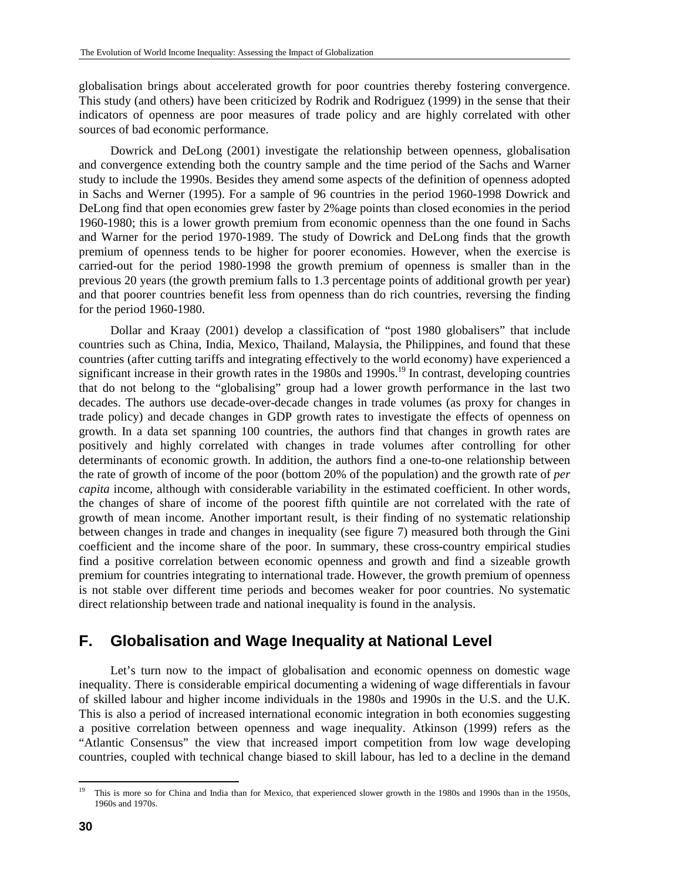globalisation brings about accelerated growth for poor countries thereby fostering convergence. This study (and others) have been criticized by Rodrik and Rodriguez (1999) in the sense that their indicators of openness are poor measures of trade policy and are highly correlated with other sources of bad economic performance.

Dowrick and DeLong (2001) investigate the relationship between openness, globalisation and convergence extending both the country sample and the time period of the Sachs and Warner study to include the 1990s. Besides they amend some aspects of the definition of openness adopted in Sachs and Werner (1995). For a sample of 96 countries in the period 1960-1998 Dowrick and DeLong find that open economies grew faster by 2%age points than closed economies in the period 1960-1980; this is a lower growth premium from economic openness than the one found in Sachs and Warner for the period 1970-1989. The study of Dowrick and DeLong finds that the growth premium of openness tends to be higher for poorer economies. However, when the exercise is carried-out for the period 1980-1998 the growth premium of openness is smaller than in the previous 20 years (the growth premium falls to 1.3 percentage points of additional growth per year) and that poorer countries benefit less from openness than do rich countries, reversing the finding for the period 1960-1980.

Dollar and Kraay (2001) develop a classification of "post 1980 globalisers" that include countries such as China, India, Mexico, Thailand, Malaysia, the Philippines, and found that these countries (after cutting tariffs and integrating effectively to the world economy) have experienced a significant increase in their growth rates in the 1980s and 1990s.[19] In contrast, developing countries that do not belong to the "globalising" group had a lower growth performance in the last two decades. The authors use decade-over-decade changes in trade volumes (as proxy for changes in trade policy) and decade changes in GDP growth rates to investigate the effects of openness on growth. In a data set spanning 100 countries, the authors find that changes in growth rates are positively and highly correlated with changes in trade volumes after controlling for other determinants of economic growth. In addition, the authors find a one-to-one relationship between the rate of growth of income of the poor (bottom 20% of the population) and the growth rate of *per capita* income, although with considerable variability in the estimated coefficient. In other words, the changes of share of income of the poorest fifth quintile are not correlated with the rate of growth of mean income. Another important result, is their finding of no systematic relationship between changes in trade and changes in inequality (see figure 7) measured both through the Gini coefficient and the income share of the poor. In summary, these cross-country empirical studies find a positive correlation between economic openness and growth and find a sizeable growth premium for countries integrating to international trade. However, the growth premium of openness is not stable over different time periods and becomes weaker for poor countries. No systematic direct relationship between trade and national inequality is found in the analysis.

## F. Globalisation and Wage Inequality at National Level

Let's turn now to the impact of globalisation and economic openness on domestic wage inequality. There is considerable empirical documenting a widening of wage differentials in favour of skilled labour and higher income individuals in the 1980s and 1990s in the U.S. and the U.K. This is also a period of increased international economic integration in both economies suggesting a positive correlation between openness and wage inequality. Atkinson (1999) refers as the "Atlantic Consensus" the view that increased import competition from low wage developing countries, coupled with technical change biased to skill labour, has led to a decline in the demand

[19] This is more so for China and India than for Mexico, that experienced slower growth in the 1980s and 1990s than in the 1950s, 1960s and 1970s.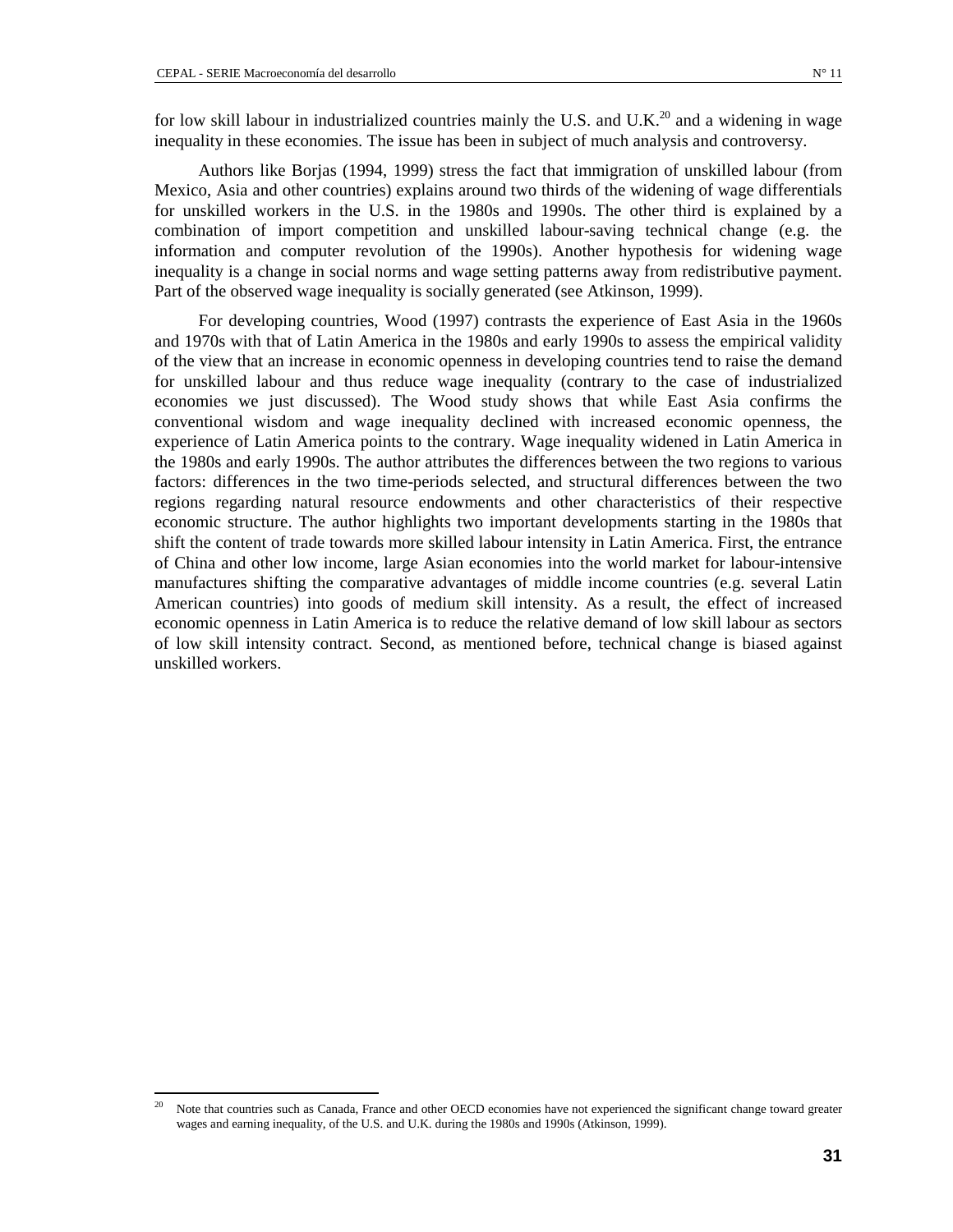for low skill labour in industrialized countries mainly the U.S. and U.K.[20] and a widening in wage inequality in these economies. The issue has been in subject of much analysis and controversy.

Authors like Borjas (1994, 1999) stress the fact that immigration of unskilled labour (from Mexico, Asia and other countries) explains around two thirds of the widening of wage differentials for unskilled workers in the U.S. in the 1980s and 1990s. The other third is explained by a combination of import competition and unskilled labour-saving technical change (e.g. the information and computer revolution of the 1990s). Another hypothesis for widening wage inequality is a change in social norms and wage setting patterns away from redistributive payment. Part of the observed wage inequality is socially generated (see Atkinson, 1999).

For developing countries, Wood (1997) contrasts the experience of East Asia in the 1960s and 1970s with that of Latin America in the 1980s and early 1990s to assess the empirical validity of the view that an increase in economic openness in developing countries tend to raise the demand for unskilled labour and thus reduce wage inequality (contrary to the case of industrialized economies we just discussed). The Wood study shows that while East Asia confirms the conventional wisdom and wage inequality declined with increased economic openness, the experience of Latin America points to the contrary. Wage inequality widened in Latin America in the 1980s and early 1990s. The author attributes the differences between the two regions to various factors: differences in the two time-periods selected, and structural differences between the two regions regarding natural resource endowments and other characteristics of their respective economic structure. The author highlights two important developments starting in the 1980s that shift the content of trade towards more skilled labour intensity in Latin America. First, the entrance of China and other low income, large Asian economies into the world market for labour-intensive manufactures shifting the comparative advantages of middle income countries (e.g. several Latin American countries) into goods of medium skill intensity. As a result, the effect of increased economic openness in Latin America is to reduce the relative demand of low skill labour as sectors of low skill intensity contract. Second, as mentioned before, technical change is biased against unskilled workers.

---

[20] Note that countries such as Canada, France and other OECD economies have not experienced the significant change toward greater wages and earning inequality, of the U.S. and U.K. during the 1980s and 1990s (Atkinson, 1999).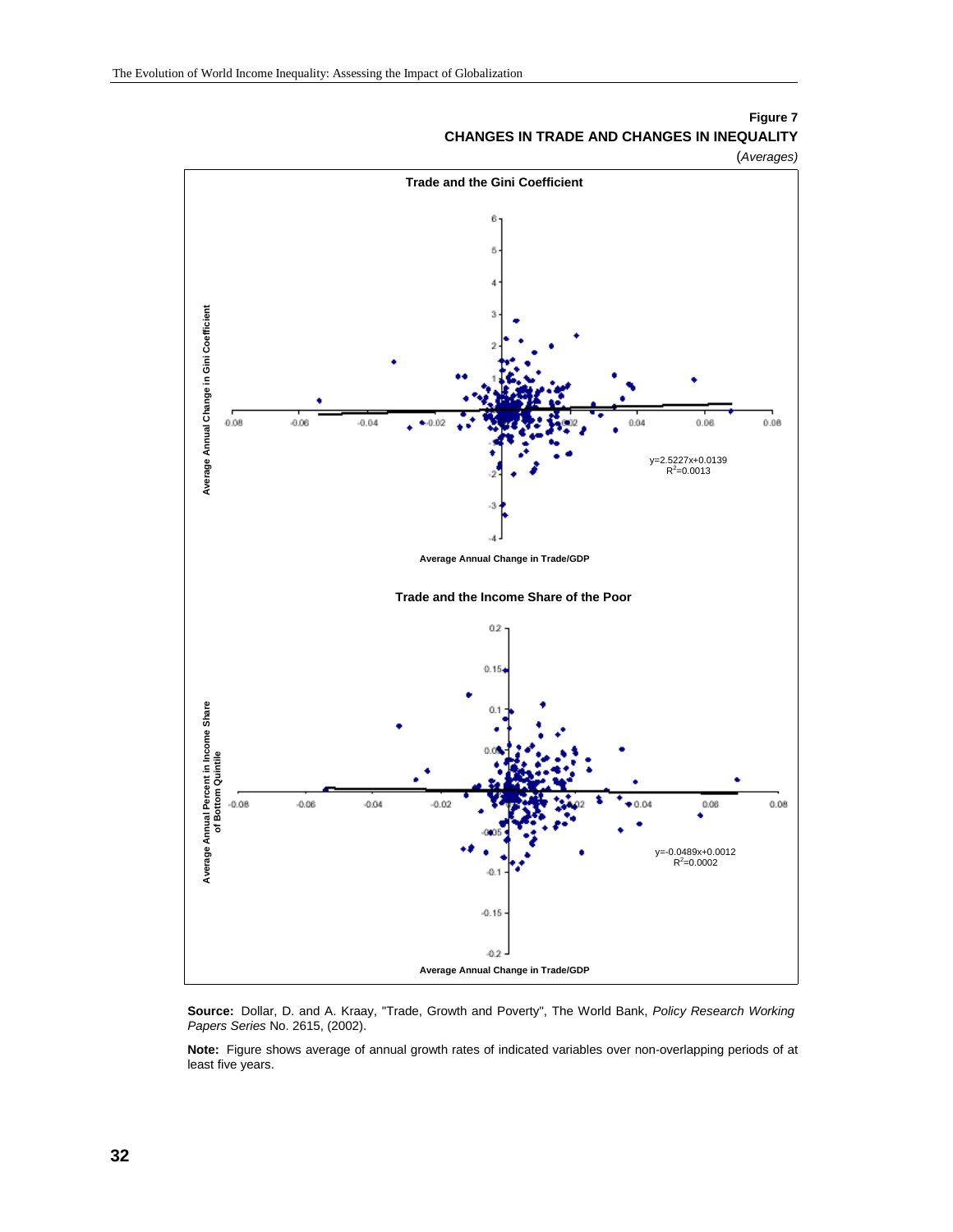**Figure 7**

**CHANGES IN TRADE AND CHANGES IN INEQUALITY**

*(Averages)*

**Trade and the Gini Coefficient**

Average Annual Change in Gini Coefficient

Average Annual Change in Trade/GDP

$y=2.5227x+0.0139$
$R^2=0.0013$

**Trade and the Income Share of the Poor**

Average Annual Percent in Income Share of Bottom Quintile

Average Annual Change in Trade/GDP

$y=-0.0489x+0.0012$
$R^2=0.0002$

**Source:** Dollar, D. and A. Kraay, "Trade, Growth and Poverty", The World Bank, *Policy Research Working Papers Series* No. 2615, (2002).

**Note:** Figure shows average of annual growth rates of indicated variables over non-overlapping periods of at least five years.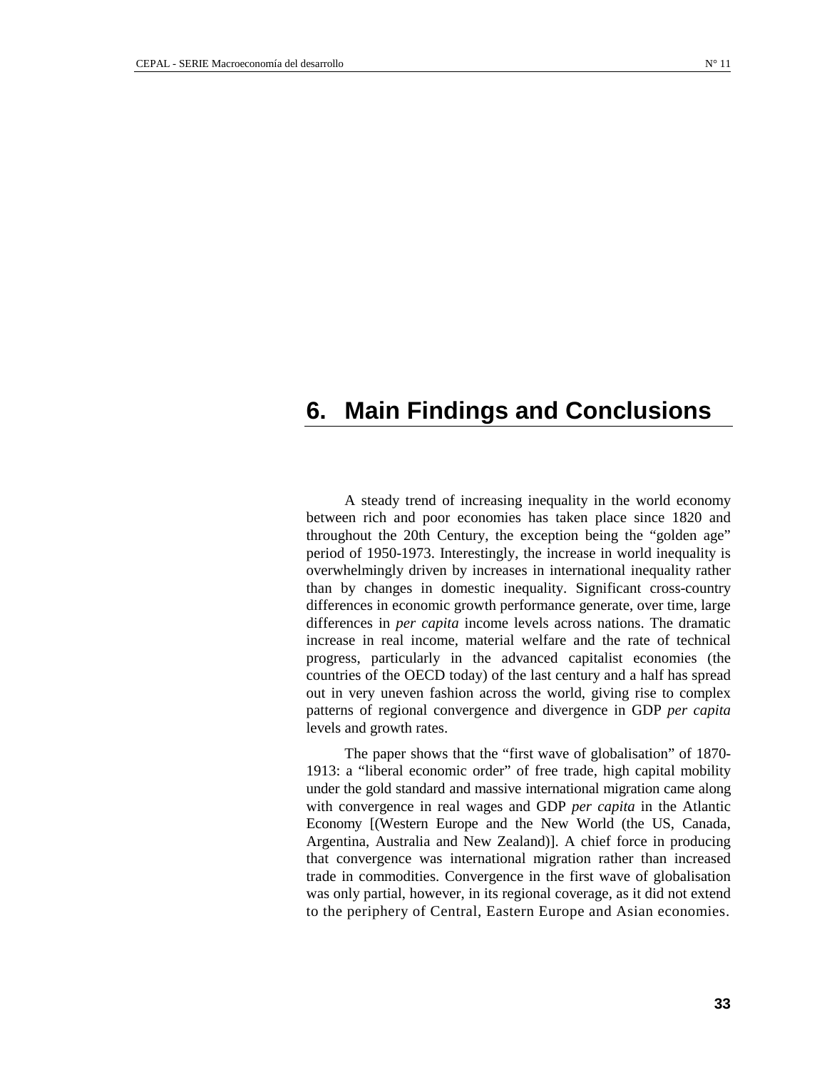# 6. Main Findings and Conclusions

A steady trend of increasing inequality in the world economy between rich and poor economies has taken place since 1820 and throughout the 20th Century, the exception being the "golden age" period of 1950-1973. Interestingly, the increase in world inequality is overwhelmingly driven by increases in international inequality rather than by changes in domestic inequality. Significant cross-country differences in economic growth performance generate, over time, large differences in *per capita* income levels across nations. The dramatic increase in real income, material welfare and the rate of technical progress, particularly in the advanced capitalist economies (the countries of the OECD today) of the last century and a half has spread out in very uneven fashion across the world, giving rise to complex patterns of regional convergence and divergence in GDP *per capita* levels and growth rates.

The paper shows that the "first wave of globalisation" of 1870-1913: a "liberal economic order" of free trade, high capital mobility under the gold standard and massive international migration came along with convergence in real wages and GDP *per capita* in the Atlantic Economy [(Western Europe and the New World (the US, Canada, Argentina, Australia and New Zealand)]. A chief force in producing that convergence was international migration rather than increased trade in commodities. Convergence in the first wave of globalisation was only partial, however, in its regional coverage, as it did not extend to the periphery of Central, Eastern Europe and Asian economies.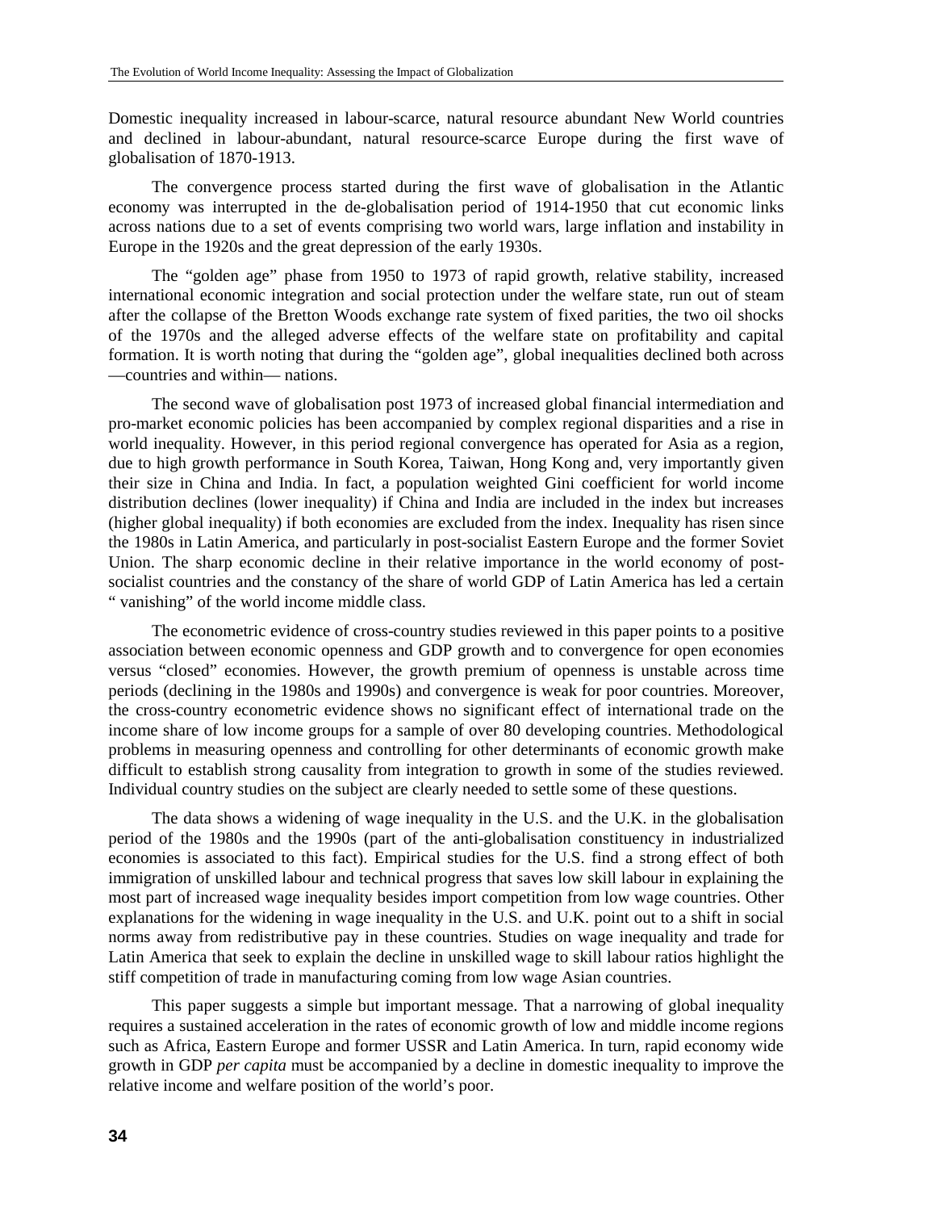Domestic inequality increased in labour-scarce, natural resource abundant New World countries and declined in labour-abundant, natural resource-scarce Europe during the first wave of globalisation of 1870-1913.

The convergence process started during the first wave of globalisation in the Atlantic economy was interrupted in the de-globalisation period of 1914-1950 that cut economic links across nations due to a set of events comprising two world wars, large inflation and instability in Europe in the 1920s and the great depression of the early 1930s.

The "golden age" phase from 1950 to 1973 of rapid growth, relative stability, increased international economic integration and social protection under the welfare state, run out of steam after the collapse of the Bretton Woods exchange rate system of fixed parities, the two oil shocks of the 1970s and the alleged adverse effects of the welfare state on profitability and capital formation. It is worth noting that during the "golden age", global inequalities declined both across —countries and within— nations.

The second wave of globalisation post 1973 of increased global financial intermediation and pro-market economic policies has been accompanied by complex regional disparities and a rise in world inequality. However, in this period regional convergence has operated for Asia as a region, due to high growth performance in South Korea, Taiwan, Hong Kong and, very importantly given their size in China and India. In fact, a population weighted Gini coefficient for world income distribution declines (lower inequality) if China and India are included in the index but increases (higher global inequality) if both economies are excluded from the index. Inequality has risen since the 1980s in Latin America, and particularly in post-socialist Eastern Europe and the former Soviet Union. The sharp economic decline in their relative importance in the world economy of post-socialist countries and the constancy of the share of world GDP of Latin America has led a certain " vanishing" of the world income middle class.

The econometric evidence of cross-country studies reviewed in this paper points to a positive association between economic openness and GDP growth and to convergence for open economies versus "closed" economies. However, the growth premium of openness is unstable across time periods (declining in the 1980s and 1990s) and convergence is weak for poor countries. Moreover, the cross-country econometric evidence shows no significant effect of international trade on the income share of low income groups for a sample of over 80 developing countries. Methodological problems in measuring openness and controlling for other determinants of economic growth make difficult to establish strong causality from integration to growth in some of the studies reviewed. Individual country studies on the subject are clearly needed to settle some of these questions.

The data shows a widening of wage inequality in the U.S. and the U.K. in the globalisation period of the 1980s and the 1990s (part of the anti-globalisation constituency in industrialized economies is associated to this fact). Empirical studies for the U.S. find a strong effect of both immigration of unskilled labour and technical progress that saves low skill labour in explaining the most part of increased wage inequality besides import competition from low wage countries. Other explanations for the widening in wage inequality in the U.S. and U.K. point out to a shift in social norms away from redistributive pay in these countries. Studies on wage inequality and trade for Latin America that seek to explain the decline in unskilled wage to skill labour ratios highlight the stiff competition of trade in manufacturing coming from low wage Asian countries.

This paper suggests a simple but important message. That a narrowing of global inequality requires a sustained acceleration in the rates of economic growth of low and middle income regions such as Africa, Eastern Europe and former USSR and Latin America. In turn, rapid economy wide growth in GDP *per capita* must be accompanied by a decline in domestic inequality to improve the relative income and welfare position of the world's poor.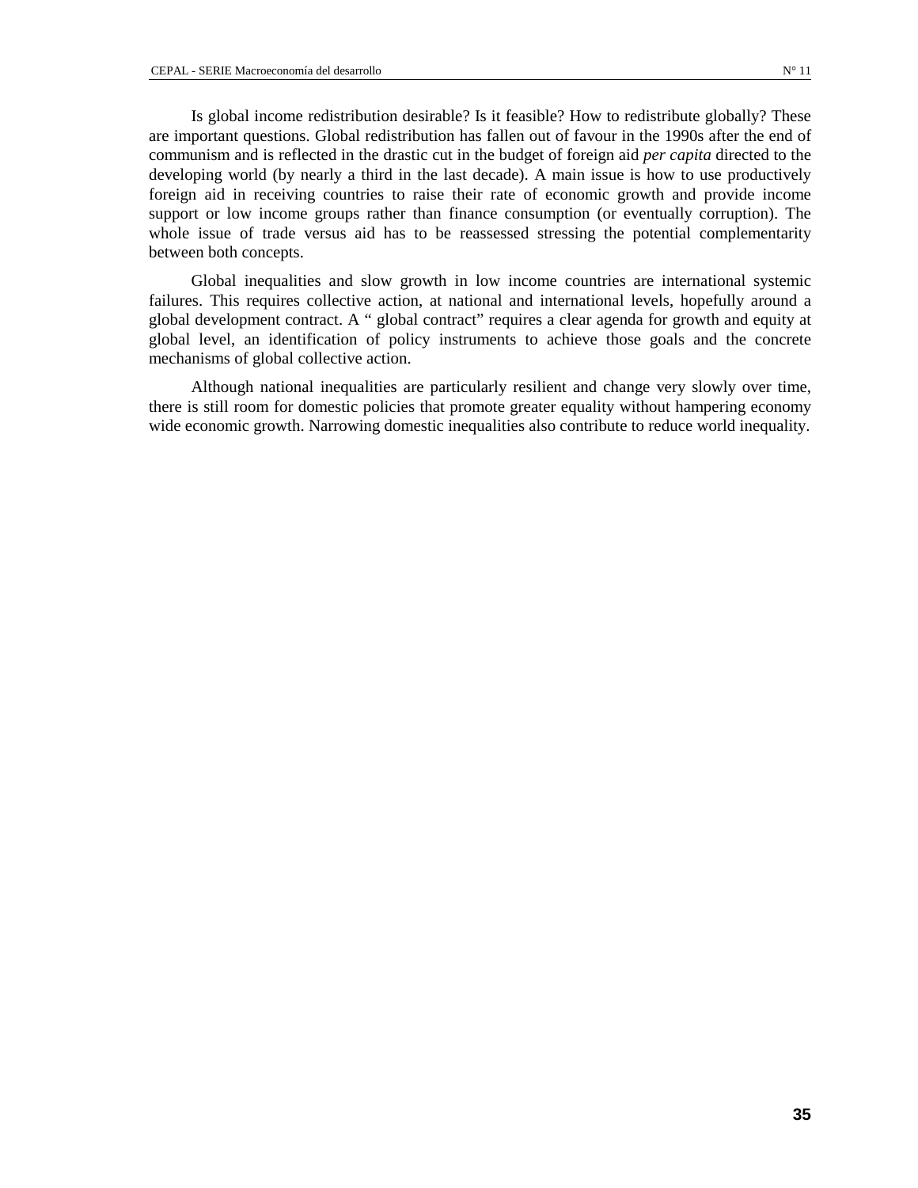Is global income redistribution desirable? Is it feasible? How to redistribute globally? These are important questions. Global redistribution has fallen out of favour in the 1990s after the end of communism and is reflected in the drastic cut in the budget of foreign aid *per capita* directed to the developing world (by nearly a third in the last decade). A main issue is how to use productively foreign aid in receiving countries to raise their rate of economic growth and provide income support or low income groups rather than finance consumption (or eventually corruption). The whole issue of trade versus aid has to be reassessed stressing the potential complementarity between both concepts.

Global inequalities and slow growth in low income countries are international systemic failures. This requires collective action, at national and international levels, hopefully around a global development contract. A " global contract" requires a clear agenda for growth and equity at global level, an identification of policy instruments to achieve those goals and the concrete mechanisms of global collective action.

Although national inequalities are particularly resilient and change very slowly over time, there is still room for domestic policies that promote greater equality without hampering economy wide economic growth. Narrowing domestic inequalities also contribute to reduce world inequality.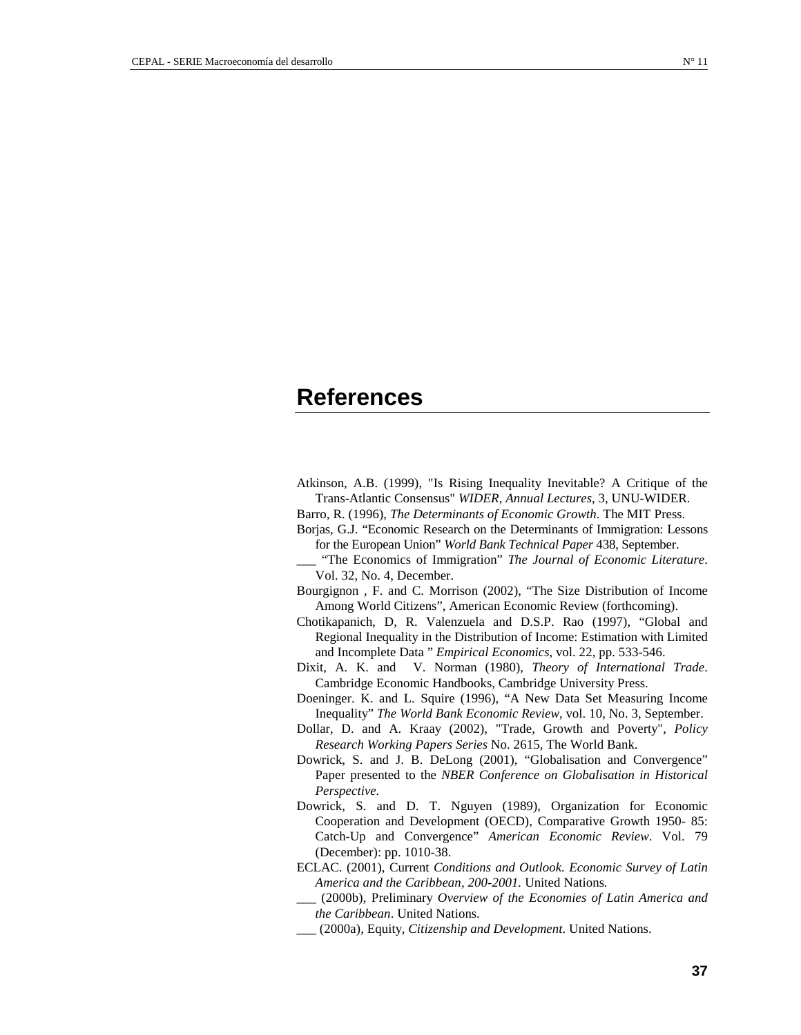# References

Atkinson, A.B. (1999), "Is Rising Inequality Inevitable? A Critique of the Trans-Atlantic Consensus" *WIDER, Annual Lectures*, 3, UNU-WIDER.

Barro, R. (1996), *The Determinants of Economic Growth*. The MIT Press.

Borjas, G.J. "Economic Research on the Determinants of Immigration: Lessons for the European Union" *World Bank Technical Paper* 438, September.

___ "The Economics of Immigration" *The Journal of Economic Literature*. Vol. 32, No. 4, December.

Bourgignon , F. and C. Morrison (2002), "The Size Distribution of Income Among World Citizens", American Economic Review (forthcoming).

Chotikapanich, D, R. Valenzuela and D.S.P. Rao (1997), "Global and Regional Inequality in the Distribution of Income: Estimation with Limited and Incomplete Data " *Empirical Economics*, vol. 22, pp. 533-546.

Dixit, A. K. and V. Norman (1980), *Theory of International Trade*. Cambridge Economic Handbooks, Cambridge University Press.

Doeninger. K. and L. Squire (1996), "A New Data Set Measuring Income Inequality" *The World Bank Economic Review*, vol. 10, No. 3, September.

Dollar, D. and A. Kraay (2002), "Trade, Growth and Poverty", *Policy Research Working Papers Series* No. 2615, The World Bank.

Dowrick, S. and J. B. DeLong (2001), "Globalisation and Convergence" Paper presented to the *NBER Conference on Globalisation in Historical Perspective.*

Dowrick, S. and D. T. Nguyen (1989), Organization for Economic Cooperation and Development (OECD), Comparative Growth 1950- 85: Catch-Up and Convergence" *American Economic Review*. Vol. 79 (December): pp. 1010-38.

ECLAC. (2001), Current *Conditions and Outlook. Economic Survey of Latin America and the Caribbean, 200-2001.* United Nations.

___ (2000b), Preliminary *Overview of the Economies of Latin America and the Caribbean*. United Nations.

___ (2000a), Equity, *Citizenship and Development*. United Nations.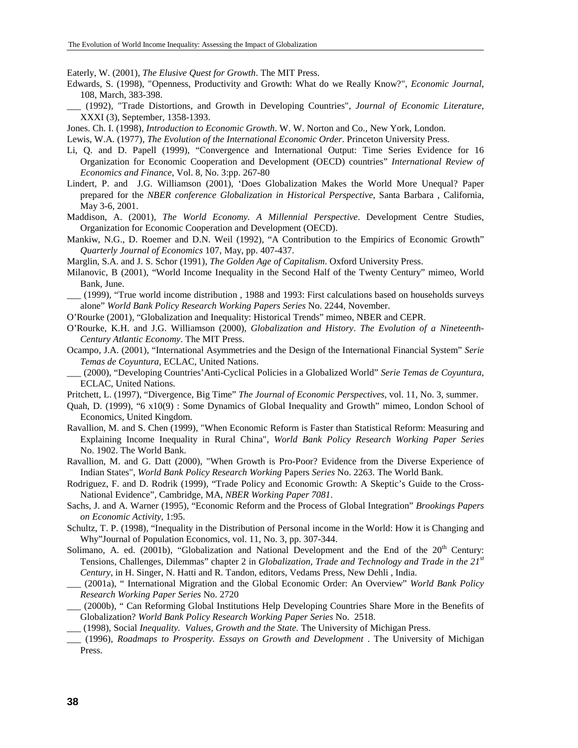Eaterly, W. (2001), *The Elusive Quest for Growth*. The MIT Press.

Edwards, S. (1998), "Openness, Productivity and Growth: What do we Really Know?", *Economic Journal*, 108, March, 383-398.

___ (1992), "Trade Distortions, and Growth in Developing Countries", *Journal of Economic Literature*, XXXI (3), September, 1358-1393.

Jones. Ch. I. (1998), *Introduction to Economic Growth*. W. W. Norton and Co., New York, London.

Lewis, W.A. (1977), *The Evolution of the International Economic Order*. Princeton University Press.

Li, Q. and D. Papell (1999), "Convergence and International Output: Time Series Evidence for 16 Organization for Economic Cooperation and Development (OECD) countries" *International Review of Economics and Finance*, Vol. 8, No. 3:pp. 267-80

Lindert, P. and J.G. Williamson (2001), 'Does Globalization Makes the World More Unequal? Paper prepared for the *NBER conference Globalization in Historical Perspective*, Santa Barbara , California, May 3-6, 2001.

Maddison, A. (2001), *The World Economy. A Millennial Perspective*. Development Centre Studies, Organization for Economic Cooperation and Development (OECD).

Mankiw, N.G., D. Roemer and D.N. Weil (1992), "A Contribution to the Empirics of Economic Growth" *Quarterly Journal of Economics* 107, May, pp. 407-437.

Marglin, S.A. and J. S. Schor (1991), *The Golden Age of Capitalism*. Oxford University Press.

Milanovic, B (2001), "World Income Inequality in the Second Half of the Twenty Century" mimeo, World Bank, June.

___ (1999), "True world income distribution , 1988 and 1993: First calculations based on households surveys alone" *World Bank Policy Research Working Papers Series* No. 2244, November.

O'Rourke (2001), "Globalization and Inequality: Historical Trends" mimeo, NBER and CEPR.

O'Rourke, K.H. and J.G. Williamson (2000), *Globalization and History. The Evolution of a Nineteenth-Century Atlantic Economy*. The MIT Press.

Ocampo, J.A. (2001), "International Asymmetries and the Design of the International Financial System" *Serie Temas de Coyuntura*, ECLAC, United Nations.

___ (2000), "Developing Countries'Anti-Cyclical Policies in a Globalized World" *Serie Temas de Coyuntura*, ECLAC, United Nations.

Pritchett, L. (1997), "Divergence, Big Time" *The Journal of Economic Perspectives*, vol. 11, No. 3, summer.

Quah, D. (1999), "6 x10(9) : Some Dynamics of Global Inequality and Growth" mimeo, London School of Economics, United Kingdom.

Ravallion, M. and S. Chen (1999), "When Economic Reform is Faster than Statistical Reform: Measuring and Explaining Income Inequality in Rural China", *World Bank Policy Research Working Paper Series* No. 1902. The World Bank.

Ravallion, M. and G. Datt (2000), "When Growth is Pro-Poor? Evidence from the Diverse Experience of Indian States", *World Bank Policy Research Working* Papers *Series* No. 2263. The World Bank.

Rodriguez, F. and D. Rodrik (1999), "Trade Policy and Economic Growth: A Skeptic's Guide to the Cross-National Evidence", Cambridge, MA, *NBER Working Paper 7081*.

Sachs, J. and A. Warner (1995), "Economic Reform and the Process of Global Integration" *Brookings Papers on Economic Activity*, 1:95.

Schultz, T. P. (1998), "Inequality in the Distribution of Personal income in the World: How it is Changing and Why"Journal of Population Economics, vol. 11, No. 3, pp. 307-344.

Solimano, A. ed. (2001b), "Globalization and National Development and the End of the 20th Century: Tensions, Challenges, Dilemmas" chapter 2 in *Globalization, Trade and Technology and Trade in the 21st Century*, in H. Singer, N. Hatti and R. Tandon, editors, Vedams Press, New Dehli , India.

___ (2001a), " International Migration and the Global Economic Order: An Overview" *World Bank Policy Research Working Paper Series* No. 2720

___ (2000b), " Can Reforming Global Institutions Help Developing Countries Share More in the Benefits of Globalization? *World Bank Policy Research Working Paper Series* No. 2518.

___ (1998), Social *Inequality. Values, Growth and the State*. The University of Michigan Press.

___ (1996), *Roadmaps to Prosperity. Essays on Growth and Development* . The University of Michigan Press.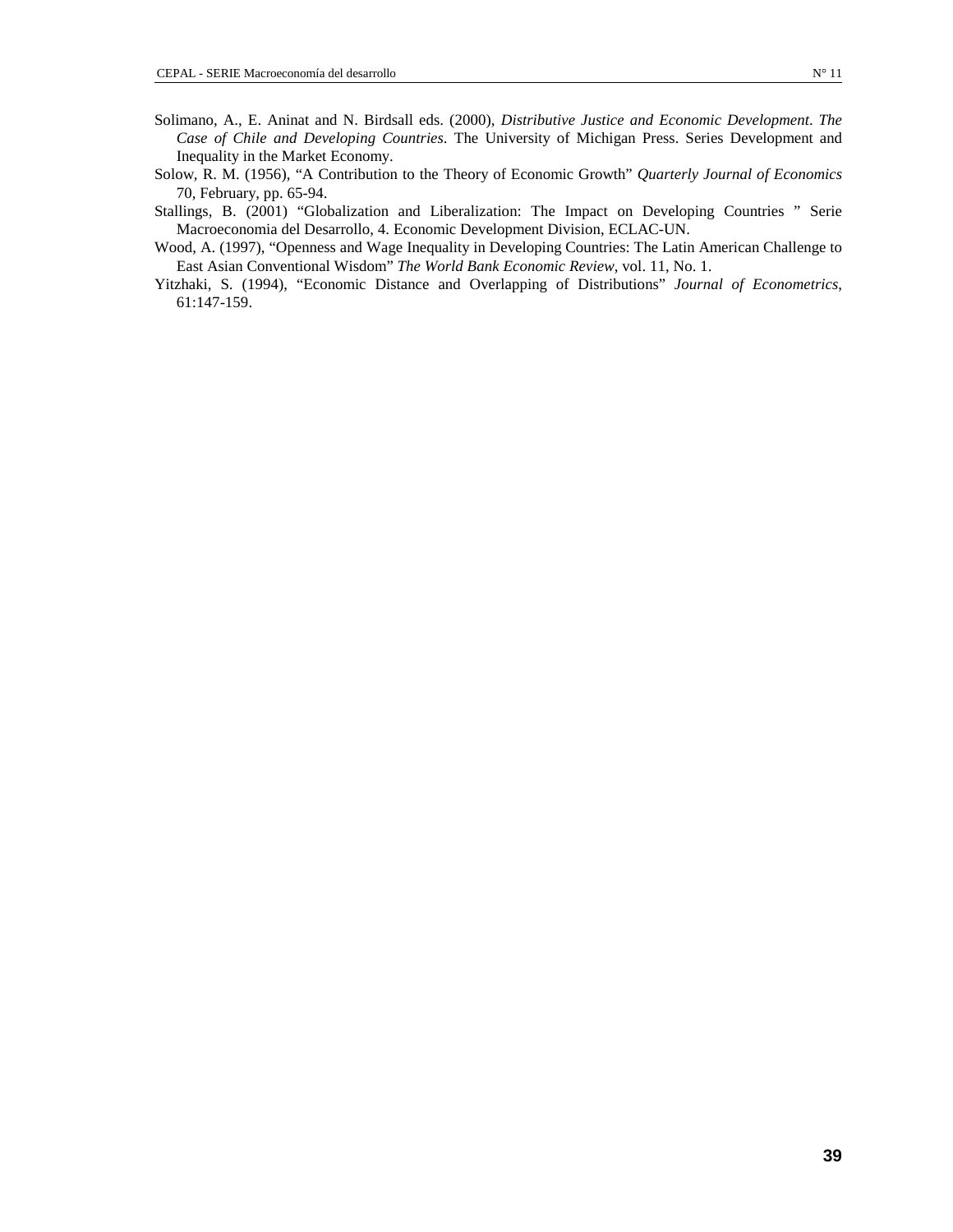Solimano, A., E. Aninat and N. Birdsall eds. (2000), *Distributive Justice and Economic Development. The Case of Chile and Developing Countries*. The University of Michigan Press. Series Development and Inequality in the Market Economy.

Solow, R. M. (1956), "A Contribution to the Theory of Economic Growth" *Quarterly Journal of Economics* 70, February, pp. 65-94.

Stallings, B. (2001) "Globalization and Liberalization: The Impact on Developing Countries " Serie Macroeconomia del Desarrollo, 4. Economic Development Division, ECLAC-UN.

Wood, A. (1997), "Openness and Wage Inequality in Developing Countries: The Latin American Challenge to East Asian Conventional Wisdom" *The World Bank Economic Review*, vol. 11, No. 1.

Yitzhaki, S. (1994), "Economic Distance and Overlapping of Distributions" *Journal of Econometrics*, 61:147-159.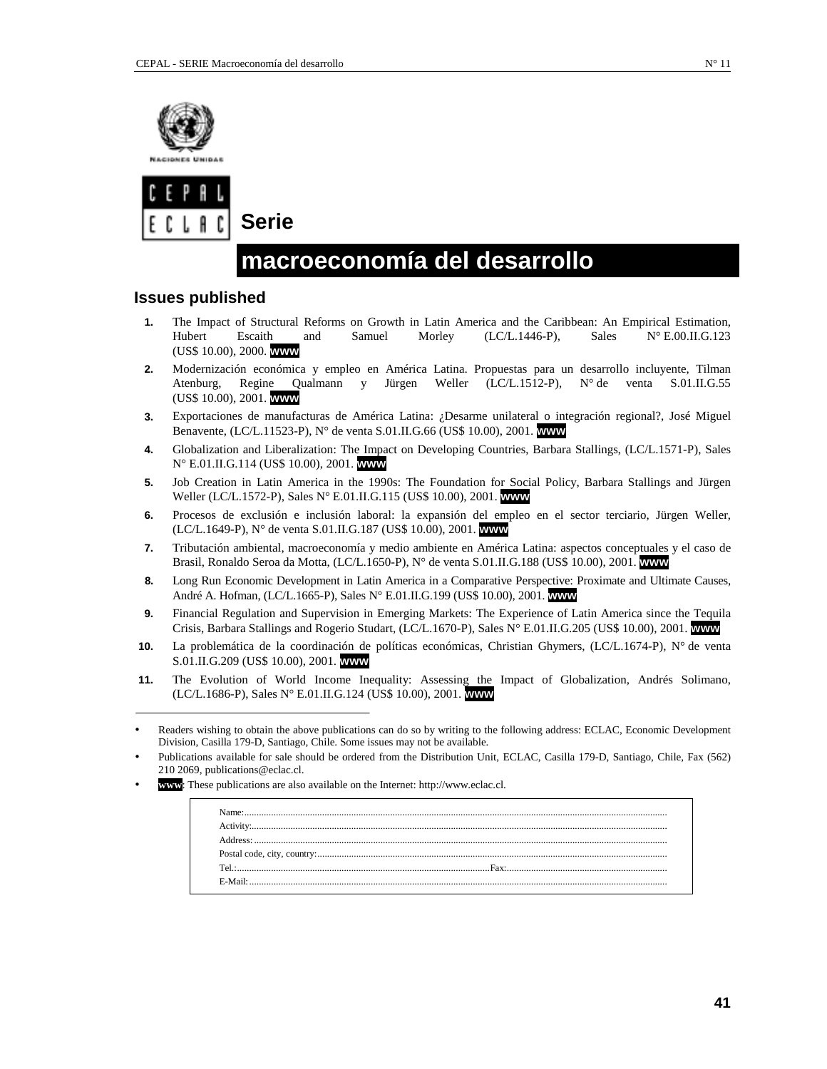# Serie

# macroeconomía del desarrollo

## Issues published

1. The Impact of Structural Reforms on Growth in Latin America and the Caribbean: An Empirical Estimation, Hubert Escaith and Samuel Morley (LC/L.1446-P), Sales N° E.00.II.G.123 (US$ 10.00), 2000. **www**
2. Modernización económica y empleo en América Latina. Propuestas para un desarrollo incluyente, Tilman Atenburg, Regine Qualmann y Jürgen Weller (LC/L.1512-P), N° de venta S.01.II.G.55 (US$ 10.00), 2001. **www**
3. Exportaciones de manufacturas de América Latina: ¿Desarme unilateral o integración regional?, José Miguel Benavente, (LC/L.11523-P), N° de venta S.01.II.G.66 (US$ 10.00), 2001. **www**
4. Globalization and Liberalization: The Impact on Developing Countries, Barbara Stallings, (LC/L.1571-P), Sales N° E.01.II.G.114 (US$ 10.00), 2001. **www**
5. Job Creation in Latin America in the 1990s: The Foundation for Social Policy, Barbara Stallings and Jürgen Weller (LC/L.1572-P), Sales N° E.01.II.G.115 (US$ 10.00), 2001. **www**
6. Procesos de exclusión e inclusión laboral: la expansión del empleo en el sector terciario, Jürgen Weller, (LC/L.1649-P), N° de venta S.01.II.G.187 (US$ 10.00), 2001. **www**
7. Tributación ambiental, macroeconomía y medio ambiente en América Latina: aspectos conceptuales y el caso de Brasil, Ronaldo Seroa da Motta, (LC/L.1650-P), N° de venta S.01.II.G.188 (US$ 10.00), 2001. **www**
8. Long Run Economic Development in Latin America in a Comparative Perspective: Proximate and Ultimate Causes, André A. Hofman, (LC/L.1665-P), Sales N° E.01.II.G.199 (US$ 10.00), 2001. **www**
9. Financial Regulation and Supervision in Emerging Markets: The Experience of Latin America since the Tequila Crisis, Barbara Stallings and Rogerio Studart, (LC/L.1670-P), Sales N° E.01.II.G.205 (US$ 10.00), 2001. **www**
10. La problemática de la coordinación de políticas económicas, Christian Ghymers, (LC/L.1674-P), N° de venta S.01.II.G.209 (US$ 10.00), 2001. **www**
11. The Evolution of World Income Inequality: Assessing the Impact of Globalization, Andrés Solimano, (LC/L.1686-P), Sales N° E.01.II.G.124 (US$ 10.00), 2001. **www**

---

- Readers wishing to obtain the above publications can do so by writing to the following address: ECLAC, Economic Development Division, Casilla 179-D, Santiago, Chile. Some issues may not be available.
- Publications available for sale should be ordered from the Distribution Unit, ECLAC, Casilla 179-D, Santiago, Chile, Fax (562) 210 2069, publications@eclac.cl.
- **www**: These publications are also available on the Internet: http://www.eclac.cl.

Name:...................................................................................................................................................................
Activity:...............................................................................................................................................................
Address:..............................................................................................................................................................
Postal code, city, country:...................................................................................................................................
Tel.:...............................................................................................Fax:................................................................
E-Mail:................................................................................................................................................................